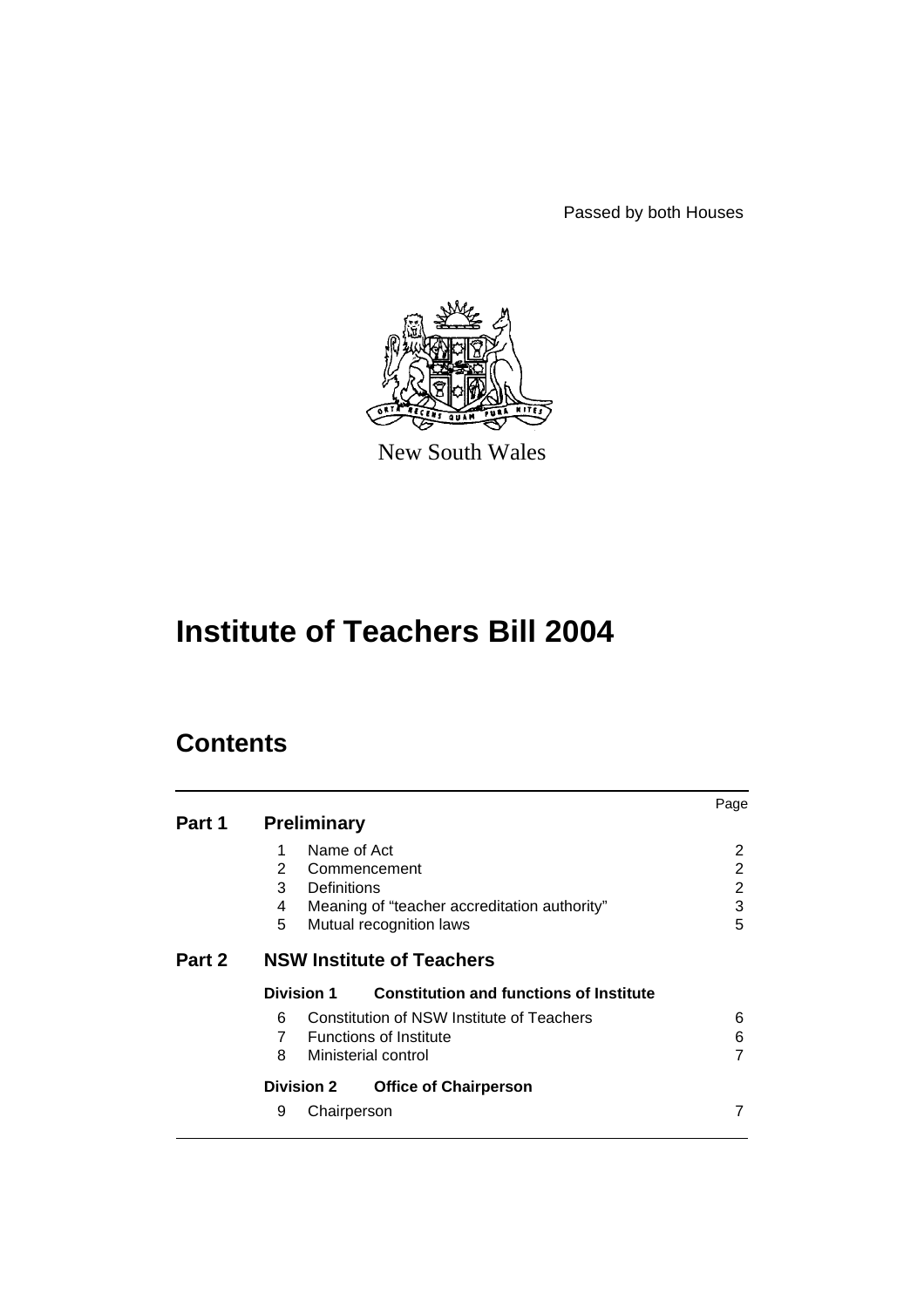Passed by both Houses

New South Wales

# Institute of Teachers Bill 2004

## Contents

| | | Page |
|---|---|---|
| **Part 1** | **Preliminary** | |
| | 1 Name of Act | 2 |
| | 2 Commencement | 2 |
| | 3 Definitions | 2 |
| | 4 Meaning of "teacher accreditation authority" | 3 |
| | 5 Mutual recognition laws | 5 |
| **Part 2** | **NSW Institute of Teachers** | |
| | **Division 1 Constitution and functions of Institute** | |
| | 6 Constitution of NSW Institute of Teachers | 6 |
| | 7 Functions of Institute | 6 |
| | 8 Ministerial control | 7 |
| | **Division 2 Office of Chairperson** | |
| | 9 Chairperson | 7 |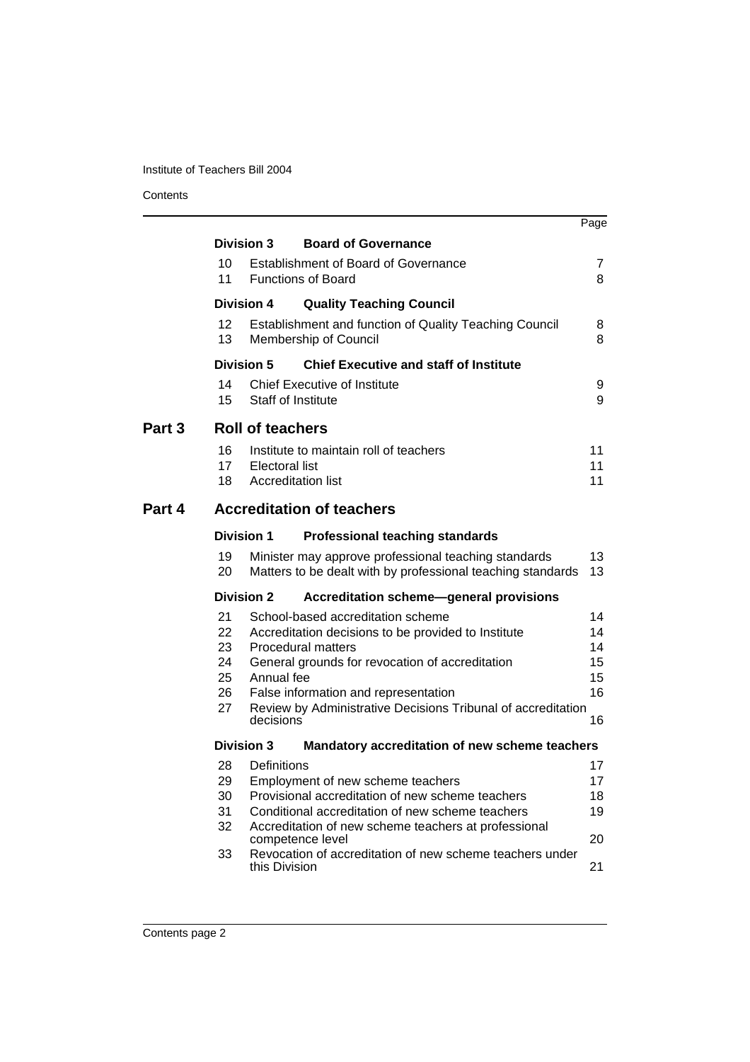| | | | Page |
|---|---|---|---|
| | **Division 3** | **Board of Governance** | |
| | 10 | Establishment of Board of Governance | 7 |
| | 11 | Functions of Board | 8 |
| | **Division 4** | **Quality Teaching Council** | |
| | 12 | Establishment and function of Quality Teaching Council | 8 |
| | 13 | Membership of Council | 8 |
| | **Division 5** | **Chief Executive and staff of Institute** | |
| | 14 | Chief Executive of Institute | 9 |
| | 15 | Staff of Institute | 9 |
| **Part 3** | **Roll of teachers** | | |
| | 16 | Institute to maintain roll of teachers | 11 |
| | 17 | Electoral list | 11 |
| | 18 | Accreditation list | 11 |
| **Part 4** | **Accreditation of teachers** | | |
| | **Division 1** | **Professional teaching standards** | |
| | 19 | Minister may approve professional teaching standards | 13 |
| | 20 | Matters to be dealt with by professional teaching standards | 13 |
| | **Division 2** | **Accreditation scheme—general provisions** | |
| | 21 | School-based accreditation scheme | 14 |
| | 22 | Accreditation decisions to be provided to Institute | 14 |
| | 23 | Procedural matters | 14 |
| | 24 | General grounds for revocation of accreditation | 15 |
| | 25 | Annual fee | 15 |
| | 26 | False information and representation | 16 |
| | 27 | Review by Administrative Decisions Tribunal of accreditation decisions | 16 |
| | **Division 3** | **Mandatory accreditation of new scheme teachers** | |
| | 28 | Definitions | 17 |
| | 29 | Employment of new scheme teachers | 17 |
| | 30 | Provisional accreditation of new scheme teachers | 18 |
| | 31 | Conditional accreditation of new scheme teachers | 19 |
| | 32 | Accreditation of new scheme teachers at professional competence level | 20 |
| | 33 | Revocation of accreditation of new scheme teachers under this Division | 21 |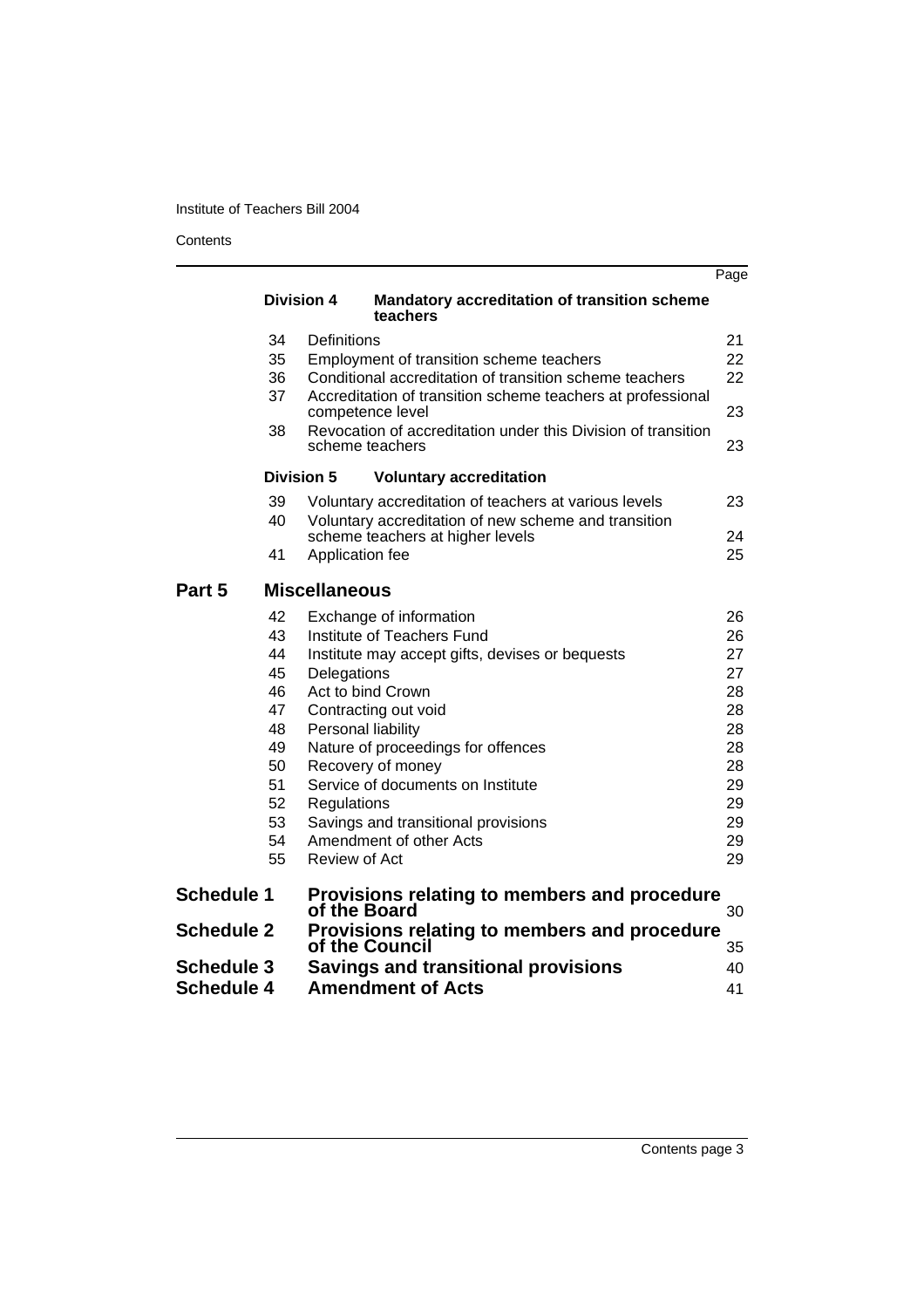| | | Page |
|---|---|---|
| **Division 4** | **Mandatory accreditation of transition scheme teachers** | |
| 34 | Definitions | 21 |
| 35 | Employment of transition scheme teachers | 22 |
| 36 | Conditional accreditation of transition scheme teachers | 22 |
| 37 | Accreditation of transition scheme teachers at professional competence level | 23 |
| 38 | Revocation of accreditation under this Division of transition scheme teachers | 23 |
| **Division 5** | **Voluntary accreditation** | |
| 39 | Voluntary accreditation of teachers at various levels | 23 |
| 40 | Voluntary accreditation of new scheme and transition scheme teachers at higher levels | 24 |
| 41 | Application fee | 25 |
| **Part 5** | **Miscellaneous** | |
| 42 | Exchange of information | 26 |
| 43 | Institute of Teachers Fund | 26 |
| 44 | Institute may accept gifts, devises or bequests | 27 |
| 45 | Delegations | 27 |
| 46 | Act to bind Crown | 28 |
| 47 | Contracting out void | 28 |
| 48 | Personal liability | 28 |
| 49 | Nature of proceedings for offences | 28 |
| 50 | Recovery of money | 28 |
| 51 | Service of documents on Institute | 29 |
| 52 | Regulations | 29 |
| 53 | Savings and transitional provisions | 29 |
| 54 | Amendment of other Acts | 29 |
| 55 | Review of Act | 29 |
| **Schedule 1** | **Provisions relating to members and procedure of the Board** | 30 |
| **Schedule 2** | **Provisions relating to members and procedure of the Council** | 35 |
| **Schedule 3** | **Savings and transitional provisions** | 40 |
| **Schedule 4** | **Amendment of Acts** | 41 |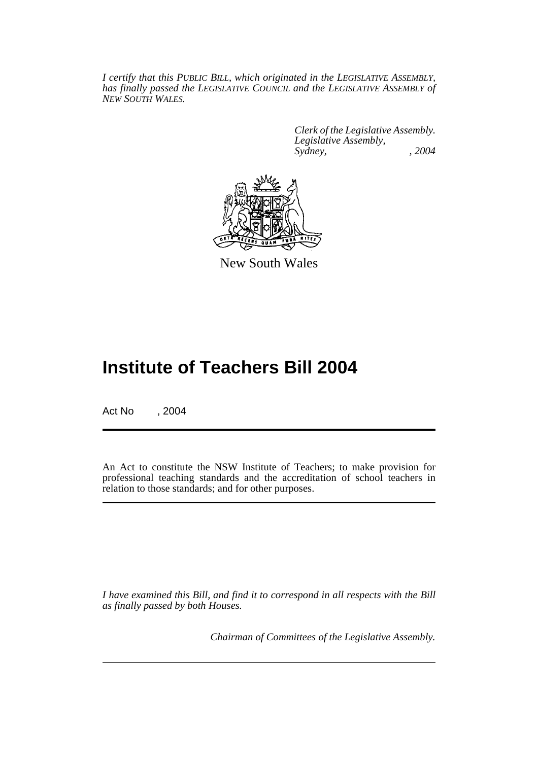*I certify that this PUBLIC BILL, which originated in the LEGISLATIVE ASSEMBLY, has finally passed the LEGISLATIVE COUNCIL and the LEGISLATIVE ASSEMBLY of NEW SOUTH WALES.*

*Clerk of the Legislative Assembly.*
*Legislative Assembly,*
*Sydney, , 2004*

New South Wales

# Institute of Teachers Bill 2004

Act No , 2004

An Act to constitute the NSW Institute of Teachers; to make provision for professional teaching standards and the accreditation of school teachers in relation to those standards; and for other purposes.

*I have examined this Bill, and find it to correspond in all respects with the Bill as finally passed by both Houses.*

*Chairman of Committees of the Legislative Assembly.*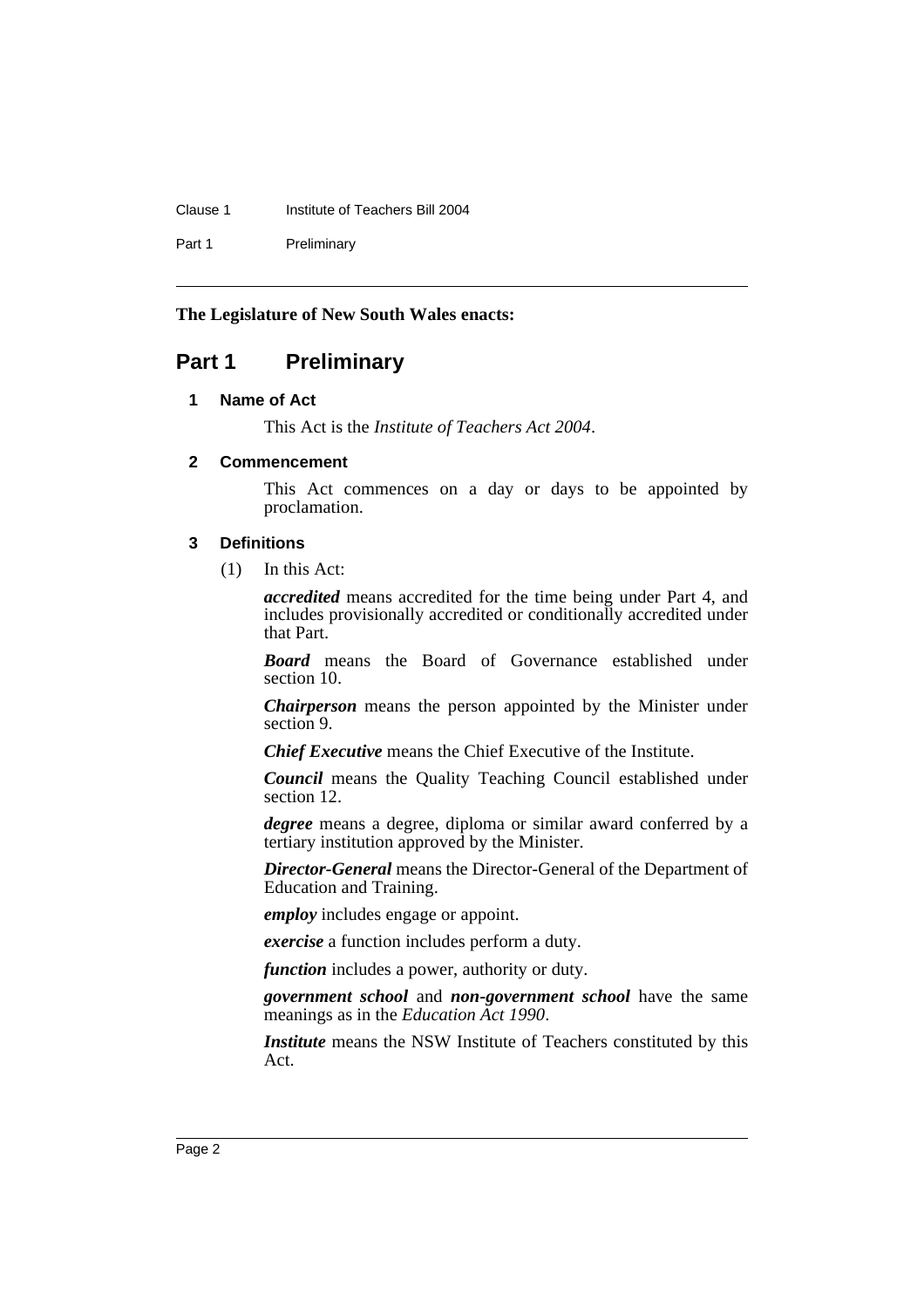**The Legislature of New South Wales enacts:**

# Part 1 Preliminary

### 1 Name of Act

This Act is the *Institute of Teachers Act 2004*.

### 2 Commencement

This Act commences on a day or days to be appointed by proclamation.

### 3 Definitions

(1) In this Act:

***accredited*** means accredited for the time being under Part 4, and includes provisionally accredited or conditionally accredited under that Part.

***Board*** means the Board of Governance established under section 10.

***Chairperson*** means the person appointed by the Minister under section 9.

***Chief Executive*** means the Chief Executive of the Institute.

***Council*** means the Quality Teaching Council established under section 12.

***degree*** means a degree, diploma or similar award conferred by a tertiary institution approved by the Minister.

***Director-General*** means the Director-General of the Department of Education and Training.

***employ*** includes engage or appoint.

***exercise*** a function includes perform a duty.

***function*** includes a power, authority or duty.

***government school*** and ***non-government school*** have the same meanings as in the *Education Act 1990*.

***Institute*** means the NSW Institute of Teachers constituted by this Act.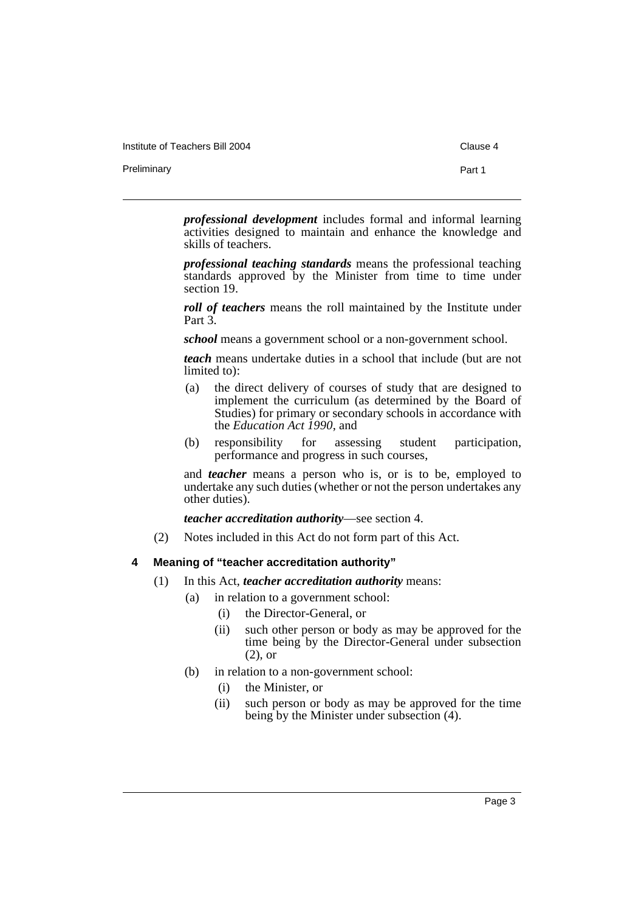***professional development*** includes formal and informal learning activities designed to maintain and enhance the knowledge and skills of teachers.

***professional teaching standards*** means the professional teaching standards approved by the Minister from time to time under section 19.

***roll of teachers*** means the roll maintained by the Institute under Part 3.

***school*** means a government school or a non-government school.

***teach*** means undertake duties in a school that include (but are not limited to):

- (a) the direct delivery of courses of study that are designed to implement the curriculum (as determined by the Board of Studies) for primary or secondary schools in accordance with the *Education Act 1990*, and
- (b) responsibility for assessing student participation, performance and progress in such courses,

and ***teacher*** means a person who is, or is to be, employed to undertake any such duties (whether or not the person undertakes any other duties).

***teacher accreditation authority***—see section 4.

(2) Notes included in this Act do not form part of this Act.

### 4 Meaning of "teacher accreditation authority"

(1) In this Act, ***teacher accreditation authority*** means:

- (a) in relation to a government school:
  - (i) the Director-General, or
  - (ii) such other person or body as may be approved for the time being by the Director-General under subsection (2), or
- (b) in relation to a non-government school:
  - (i) the Minister, or
  - (ii) such person or body as may be approved for the time being by the Minister under subsection (4).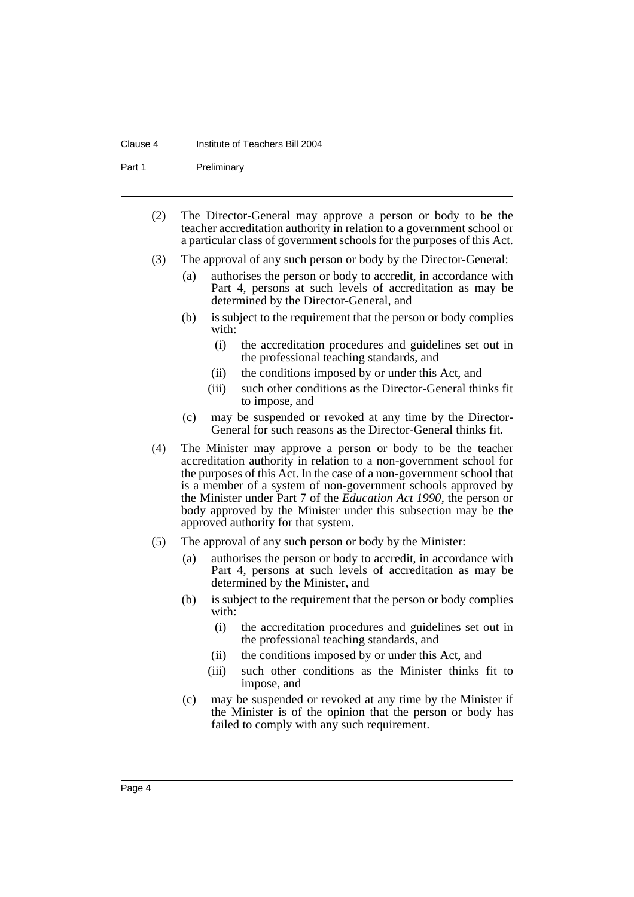(2) The Director-General may approve a person or body to be the teacher accreditation authority in relation to a government school or a particular class of government schools for the purposes of this Act.

(3) The approval of any such person or body by the Director-General:

- (a) authorises the person or body to accredit, in accordance with Part 4, persons at such levels of accreditation as may be determined by the Director-General, and
- (b) is subject to the requirement that the person or body complies with:
  - (i) the accreditation procedures and guidelines set out in the professional teaching standards, and
  - (ii) the conditions imposed by or under this Act, and
  - (iii) such other conditions as the Director-General thinks fit to impose, and
- (c) may be suspended or revoked at any time by the Director-General for such reasons as the Director-General thinks fit.

(4) The Minister may approve a person or body to be the teacher accreditation authority in relation to a non-government school for the purposes of this Act. In the case of a non-government school that is a member of a system of non-government schools approved by the Minister under Part 7 of the *Education Act 1990*, the person or body approved by the Minister under this subsection may be the approved authority for that system.

(5) The approval of any such person or body by the Minister:

- (a) authorises the person or body to accredit, in accordance with Part 4, persons at such levels of accreditation as may be determined by the Minister, and
- (b) is subject to the requirement that the person or body complies with:
  - (i) the accreditation procedures and guidelines set out in the professional teaching standards, and
  - (ii) the conditions imposed by or under this Act, and
  - (iii) such other conditions as the Minister thinks fit to impose, and
- (c) may be suspended or revoked at any time by the Minister if the Minister is of the opinion that the person or body has failed to comply with any such requirement.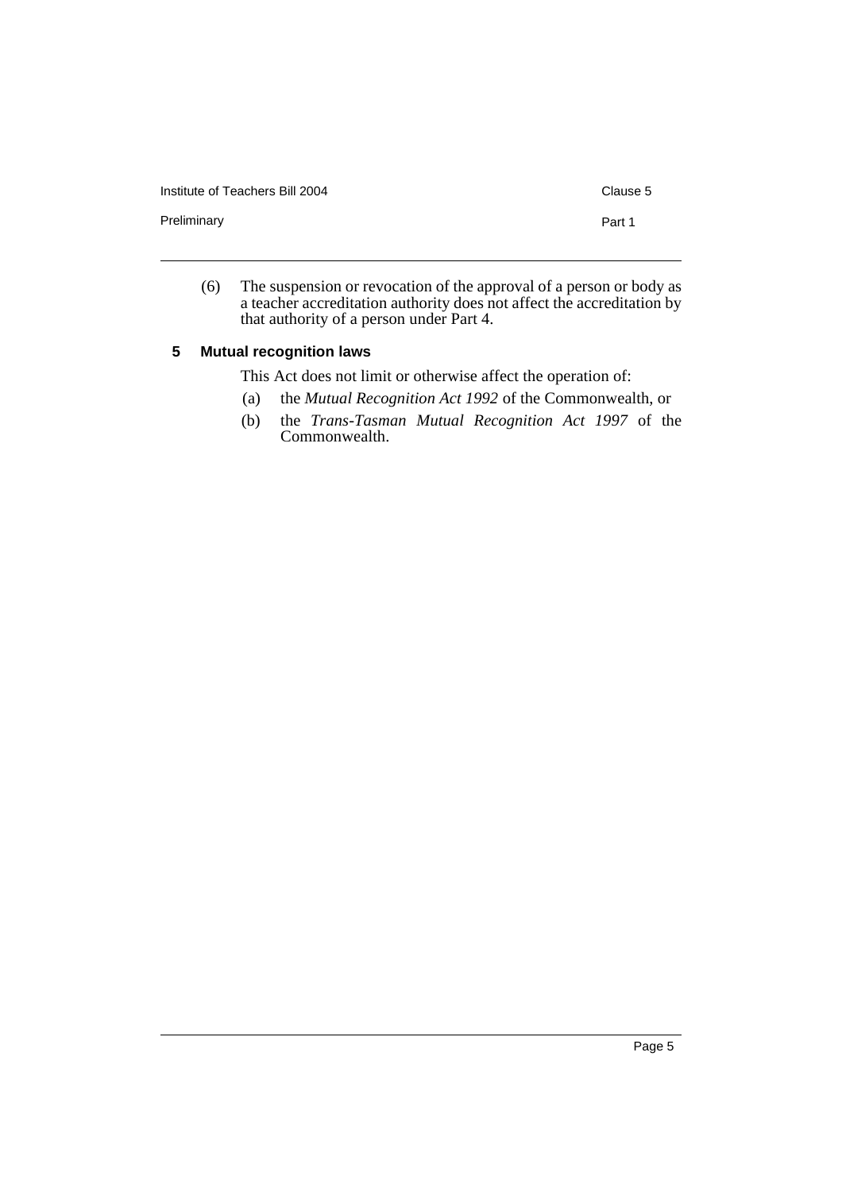(6) The suspension or revocation of the approval of a person or body as a teacher accreditation authority does not affect the accreditation by that authority of a person under Part 4.

### 5 Mutual recognition laws

This Act does not limit or otherwise affect the operation of:

(a) the *Mutual Recognition Act 1992* of the Commonwealth, or

(b) the *Trans-Tasman Mutual Recognition Act 1997* of the Commonwealth.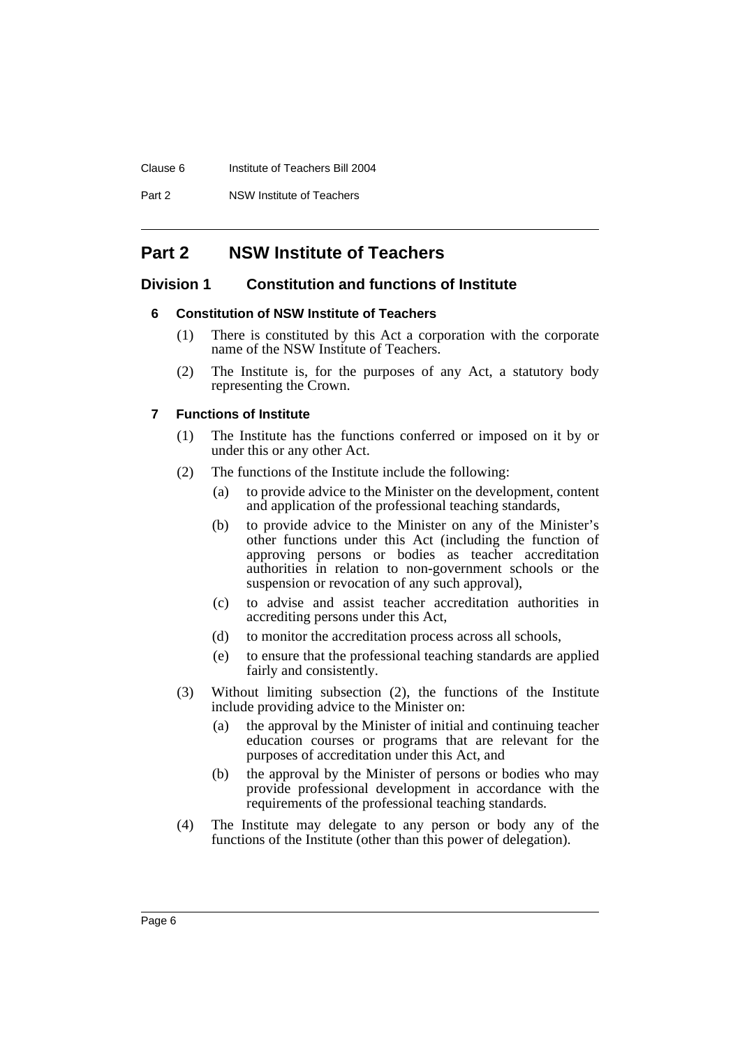# Part 2 NSW Institute of Teachers

## Division 1 Constitution and functions of Institute

### 6 Constitution of NSW Institute of Teachers

(1) There is constituted by this Act a corporation with the corporate name of the NSW Institute of Teachers.

(2) The Institute is, for the purposes of any Act, a statutory body representing the Crown.

### 7 Functions of Institute

(1) The Institute has the functions conferred or imposed on it by or under this or any other Act.

(2) The functions of the Institute include the following:

- (a) to provide advice to the Minister on the development, content and application of the professional teaching standards,
- (b) to provide advice to the Minister on any of the Minister's other functions under this Act (including the function of approving persons or bodies as teacher accreditation authorities in relation to non-government schools or the suspension or revocation of any such approval),
- (c) to advise and assist teacher accreditation authorities in accrediting persons under this Act,
- (d) to monitor the accreditation process across all schools,
- (e) to ensure that the professional teaching standards are applied fairly and consistently.

(3) Without limiting subsection (2), the functions of the Institute include providing advice to the Minister on:

- (a) the approval by the Minister of initial and continuing teacher education courses or programs that are relevant for the purposes of accreditation under this Act, and
- (b) the approval by the Minister of persons or bodies who may provide professional development in accordance with the requirements of the professional teaching standards.

(4) The Institute may delegate to any person or body any of the functions of the Institute (other than this power of delegation).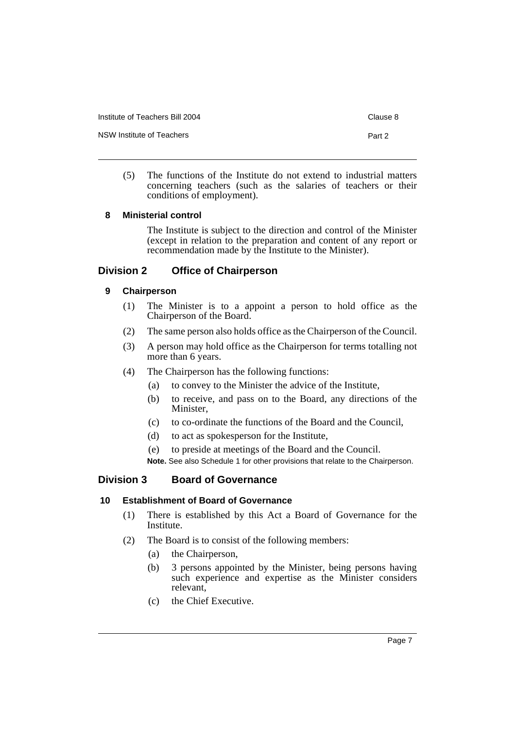(5) The functions of the Institute do not extend to industrial matters concerning teachers (such as the salaries of teachers or their conditions of employment).

**8 Ministerial control**

The Institute is subject to the direction and control of the Minister (except in relation to the preparation and content of any report or recommendation made by the Institute to the Minister).

## Division 2 Office of Chairperson

**9 Chairperson**

(1) The Minister is to a appoint a person to hold office as the Chairperson of the Board.

(2) The same person also holds office as the Chairperson of the Council.

(3) A person may hold office as the Chairperson for terms totalling not more than 6 years.

(4) The Chairperson has the following functions:

(a) to convey to the Minister the advice of the Institute,

(b) to receive, and pass on to the Board, any directions of the Minister,

(c) to co-ordinate the functions of the Board and the Council,

(d) to act as spokesperson for the Institute,

(e) to preside at meetings of the Board and the Council.

**Note.** See also Schedule 1 for other provisions that relate to the Chairperson.

## Division 3 Board of Governance

**10 Establishment of Board of Governance**

(1) There is established by this Act a Board of Governance for the Institute.

(2) The Board is to consist of the following members:

(a) the Chairperson,

(b) 3 persons appointed by the Minister, being persons having such experience and expertise as the Minister considers relevant,

(c) the Chief Executive.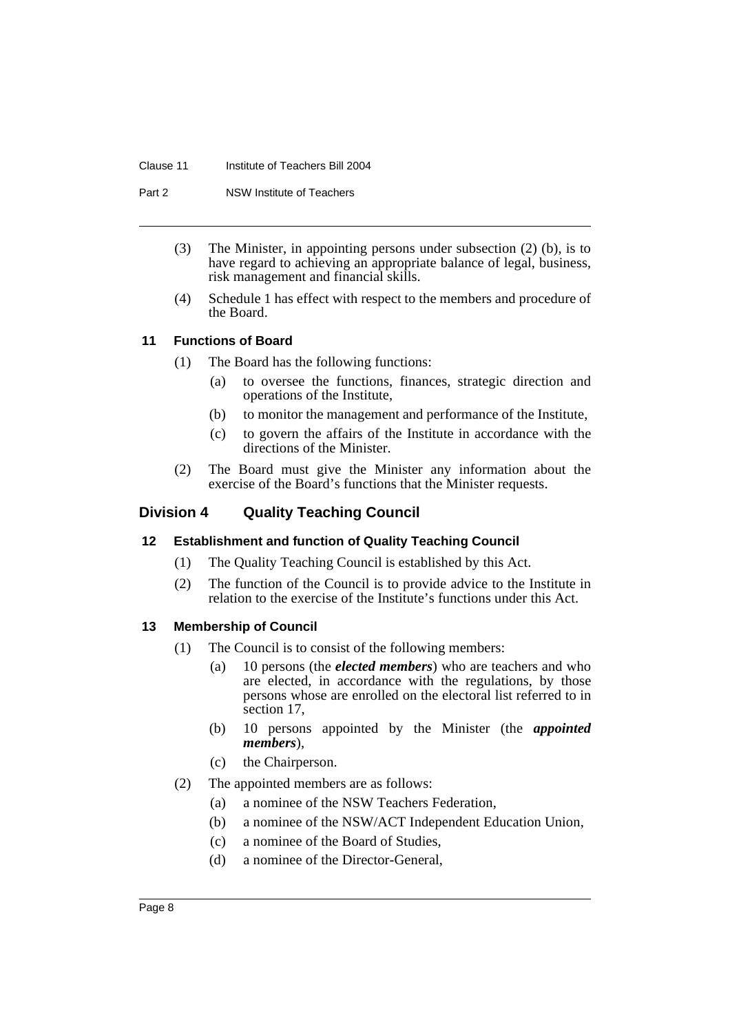(3) The Minister, in appointing persons under subsection (2) (b), is to have regard to achieving an appropriate balance of legal, business, risk management and financial skills.

(4) Schedule 1 has effect with respect to the members and procedure of the Board.

### 11 Functions of Board

(1) The Board has the following functions:

(a) to oversee the functions, finances, strategic direction and operations of the Institute,

(b) to monitor the management and performance of the Institute,

(c) to govern the affairs of the Institute in accordance with the directions of the Minister.

(2) The Board must give the Minister any information about the exercise of the Board's functions that the Minister requests.

## Division 4 Quality Teaching Council

### 12 Establishment and function of Quality Teaching Council

(1) The Quality Teaching Council is established by this Act.

(2) The function of the Council is to provide advice to the Institute in relation to the exercise of the Institute's functions under this Act.

### 13 Membership of Council

(1) The Council is to consist of the following members:

(a) 10 persons (the ***elected members***) who are teachers and who are elected, in accordance with the regulations, by those persons whose are enrolled on the electoral list referred to in section 17,

(b) 10 persons appointed by the Minister (the ***appointed members***),

(c) the Chairperson.

(2) The appointed members are as follows:

(a) a nominee of the NSW Teachers Federation,

(b) a nominee of the NSW/ACT Independent Education Union,

(c) a nominee of the Board of Studies,

(d) a nominee of the Director-General,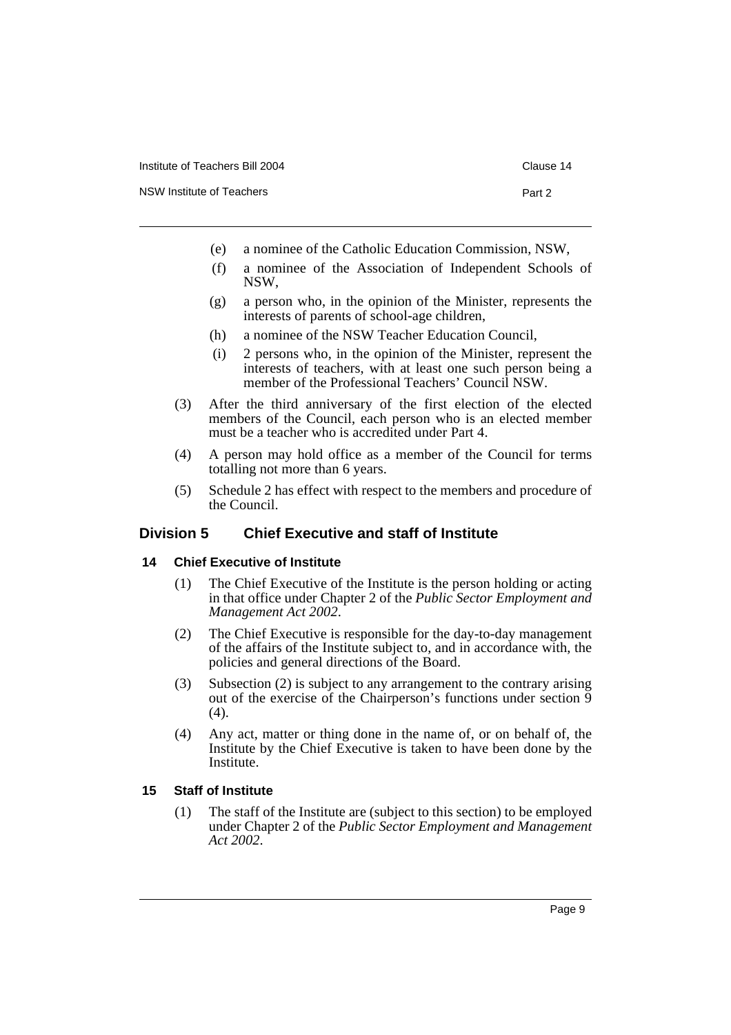(e) a nominee of the Catholic Education Commission, NSW,

(f) a nominee of the Association of Independent Schools of NSW,

(g) a person who, in the opinion of the Minister, represents the interests of parents of school-age children,

(h) a nominee of the NSW Teacher Education Council,

(i) 2 persons who, in the opinion of the Minister, represent the interests of teachers, with at least one such person being a member of the Professional Teachers' Council NSW.

(3) After the third anniversary of the first election of the elected members of the Council, each person who is an elected member must be a teacher who is accredited under Part 4.

(4) A person may hold office as a member of the Council for terms totalling not more than 6 years.

(5) Schedule 2 has effect with respect to the members and procedure of the Council.

## Division 5 Chief Executive and staff of Institute

### 14 Chief Executive of Institute

(1) The Chief Executive of the Institute is the person holding or acting in that office under Chapter 2 of the *Public Sector Employment and Management Act 2002*.

(2) The Chief Executive is responsible for the day-to-day management of the affairs of the Institute subject to, and in accordance with, the policies and general directions of the Board.

(3) Subsection (2) is subject to any arrangement to the contrary arising out of the exercise of the Chairperson's functions under section 9 (4).

(4) Any act, matter or thing done in the name of, or on behalf of, the Institute by the Chief Executive is taken to have been done by the Institute.

### 15 Staff of Institute

(1) The staff of the Institute are (subject to this section) to be employed under Chapter 2 of the *Public Sector Employment and Management Act 2002*.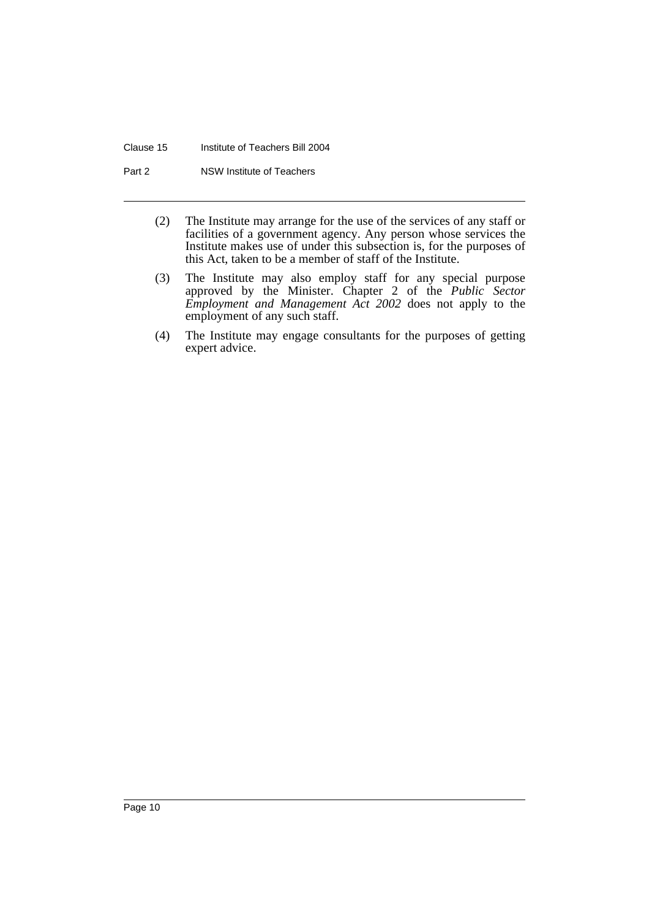(2) The Institute may arrange for the use of the services of any staff or facilities of a government agency. Any person whose services the Institute makes use of under this subsection is, for the purposes of this Act, taken to be a member of staff of the Institute.

(3) The Institute may also employ staff for any special purpose approved by the Minister. Chapter 2 of the *Public Sector Employment and Management Act 2002* does not apply to the employment of any such staff.

(4) The Institute may engage consultants for the purposes of getting expert advice.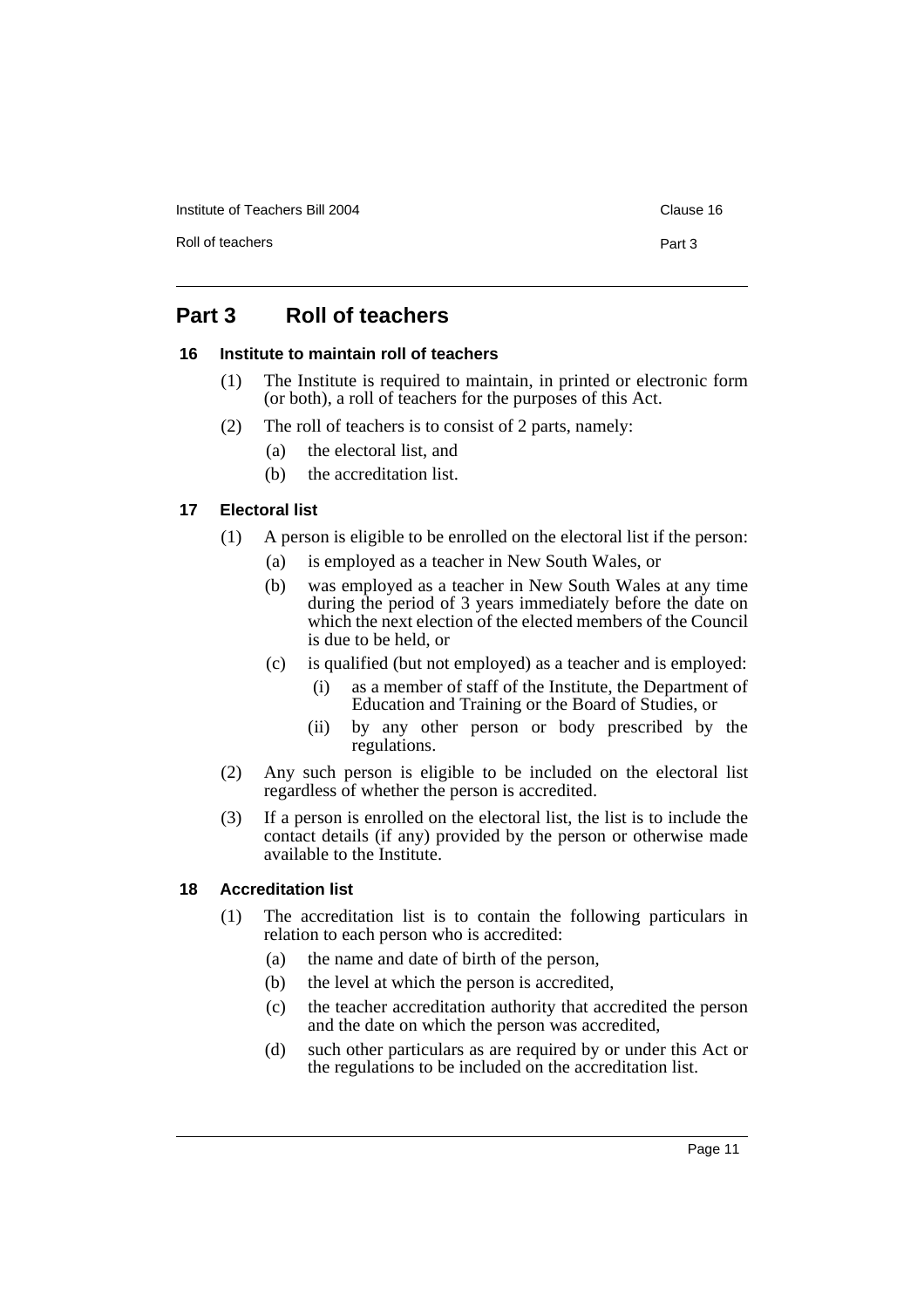# Part 3 Roll of teachers

## 16 Institute to maintain roll of teachers

(1) The Institute is required to maintain, in printed or electronic form (or both), a roll of teachers for the purposes of this Act.

(2) The roll of teachers is to consist of 2 parts, namely:

- (a) the electoral list, and
- (b) the accreditation list.

## 17 Electoral list

(1) A person is eligible to be enrolled on the electoral list if the person:

- (a) is employed as a teacher in New South Wales, or
- (b) was employed as a teacher in New South Wales at any time during the period of 3 years immediately before the date on which the next election of the elected members of the Council is due to be held, or
- (c) is qualified (but not employed) as a teacher and is employed:
  - (i) as a member of staff of the Institute, the Department of Education and Training or the Board of Studies, or
  - (ii) by any other person or body prescribed by the regulations.

(2) Any such person is eligible to be included on the electoral list regardless of whether the person is accredited.

(3) If a person is enrolled on the electoral list, the list is to include the contact details (if any) provided by the person or otherwise made available to the Institute.

## 18 Accreditation list

(1) The accreditation list is to contain the following particulars in relation to each person who is accredited:

- (a) the name and date of birth of the person,
- (b) the level at which the person is accredited,
- (c) the teacher accreditation authority that accredited the person and the date on which the person was accredited,
- (d) such other particulars as are required by or under this Act or the regulations to be included on the accreditation list.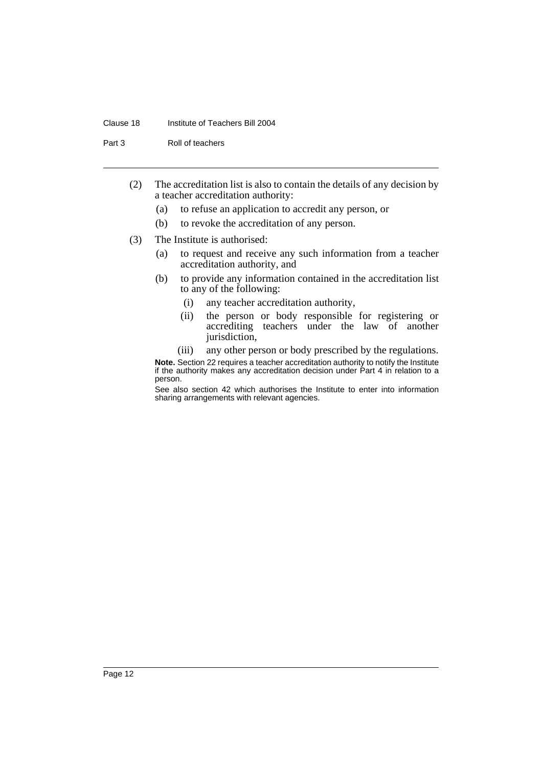(2) The accreditation list is also to contain the details of any decision by a teacher accreditation authority:

   (a) to refuse an application to accredit any person, or

   (b) to revoke the accreditation of any person.

(3) The Institute is authorised:

   (a) to request and receive any such information from a teacher accreditation authority, and

   (b) to provide any information contained in the accreditation list to any of the following:

      (i) any teacher accreditation authority,

      (ii) the person or body responsible for registering or accrediting teachers under the law of another jurisdiction,

      (iii) any other person or body prescribed by the regulations.

**Note.** Section 22 requires a teacher accreditation authority to notify the Institute if the authority makes any accreditation decision under Part 4 in relation to a person.

See also section 42 which authorises the Institute to enter into information sharing arrangements with relevant agencies.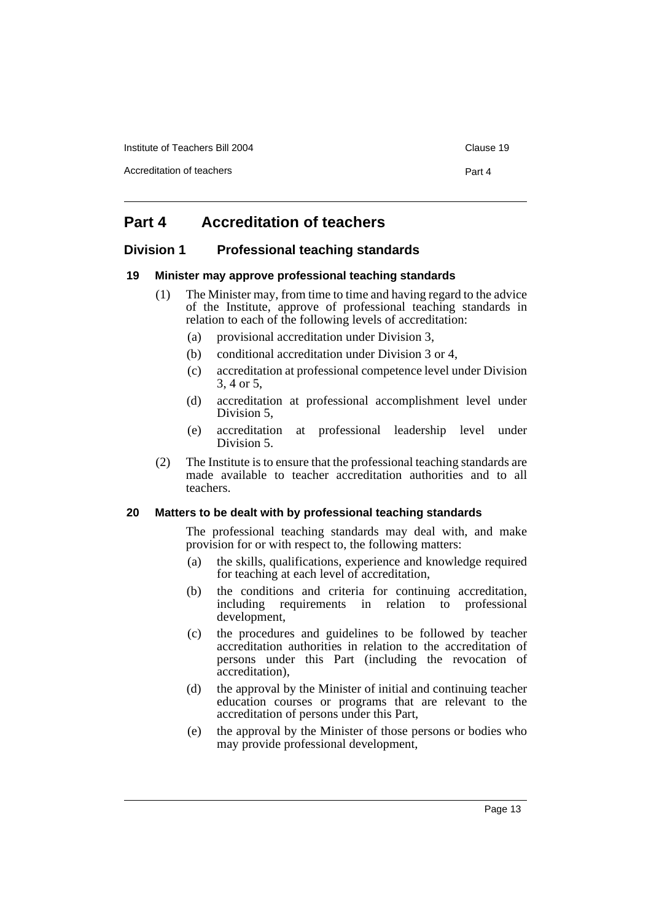# Part 4 Accreditation of teachers

## Division 1 Professional teaching standards

### 19 Minister may approve professional teaching standards

(1) The Minister may, from time to time and having regard to the advice of the Institute, approve of professional teaching standards in relation to each of the following levels of accreditation:

- (a) provisional accreditation under Division 3,
- (b) conditional accreditation under Division 3 or 4,
- (c) accreditation at professional competence level under Division 3, 4 or 5,
- (d) accreditation at professional accomplishment level under Division 5,
- (e) accreditation at professional leadership level under Division 5.

(2) The Institute is to ensure that the professional teaching standards are made available to teacher accreditation authorities and to all teachers.

### 20 Matters to be dealt with by professional teaching standards

The professional teaching standards may deal with, and make provision for or with respect to, the following matters:

- (a) the skills, qualifications, experience and knowledge required for teaching at each level of accreditation,
- (b) the conditions and criteria for continuing accreditation, including requirements in relation to professional development,
- (c) the procedures and guidelines to be followed by teacher accreditation authorities in relation to the accreditation of persons under this Part (including the revocation of accreditation),
- (d) the approval by the Minister of initial and continuing teacher education courses or programs that are relevant to the accreditation of persons under this Part,
- (e) the approval by the Minister of those persons or bodies who may provide professional development,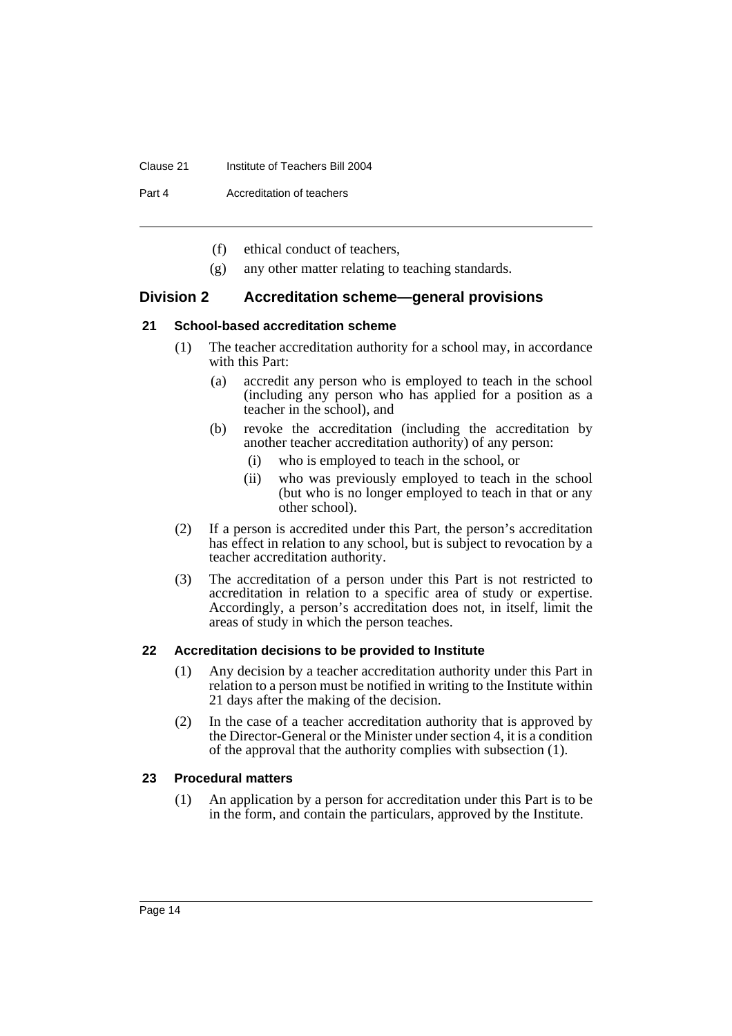(f) ethical conduct of teachers,

(g) any other matter relating to teaching standards.

## Division 2 Accreditation scheme—general provisions

### 21 School-based accreditation scheme

(1) The teacher accreditation authority for a school may, in accordance with this Part:

(a) accredit any person who is employed to teach in the school (including any person who has applied for a position as a teacher in the school), and

(b) revoke the accreditation (including the accreditation by another teacher accreditation authority) of any person:

(i) who is employed to teach in the school, or

(ii) who was previously employed to teach in the school (but who is no longer employed to teach in that or any other school).

(2) If a person is accredited under this Part, the person's accreditation has effect in relation to any school, but is subject to revocation by a teacher accreditation authority.

(3) The accreditation of a person under this Part is not restricted to accreditation in relation to a specific area of study or expertise. Accordingly, a person's accreditation does not, in itself, limit the areas of study in which the person teaches.

### 22 Accreditation decisions to be provided to Institute

(1) Any decision by a teacher accreditation authority under this Part in relation to a person must be notified in writing to the Institute within 21 days after the making of the decision.

(2) In the case of a teacher accreditation authority that is approved by the Director-General or the Minister under section 4, it is a condition of the approval that the authority complies with subsection (1).

### 23 Procedural matters

(1) An application by a person for accreditation under this Part is to be in the form, and contain the particulars, approved by the Institute.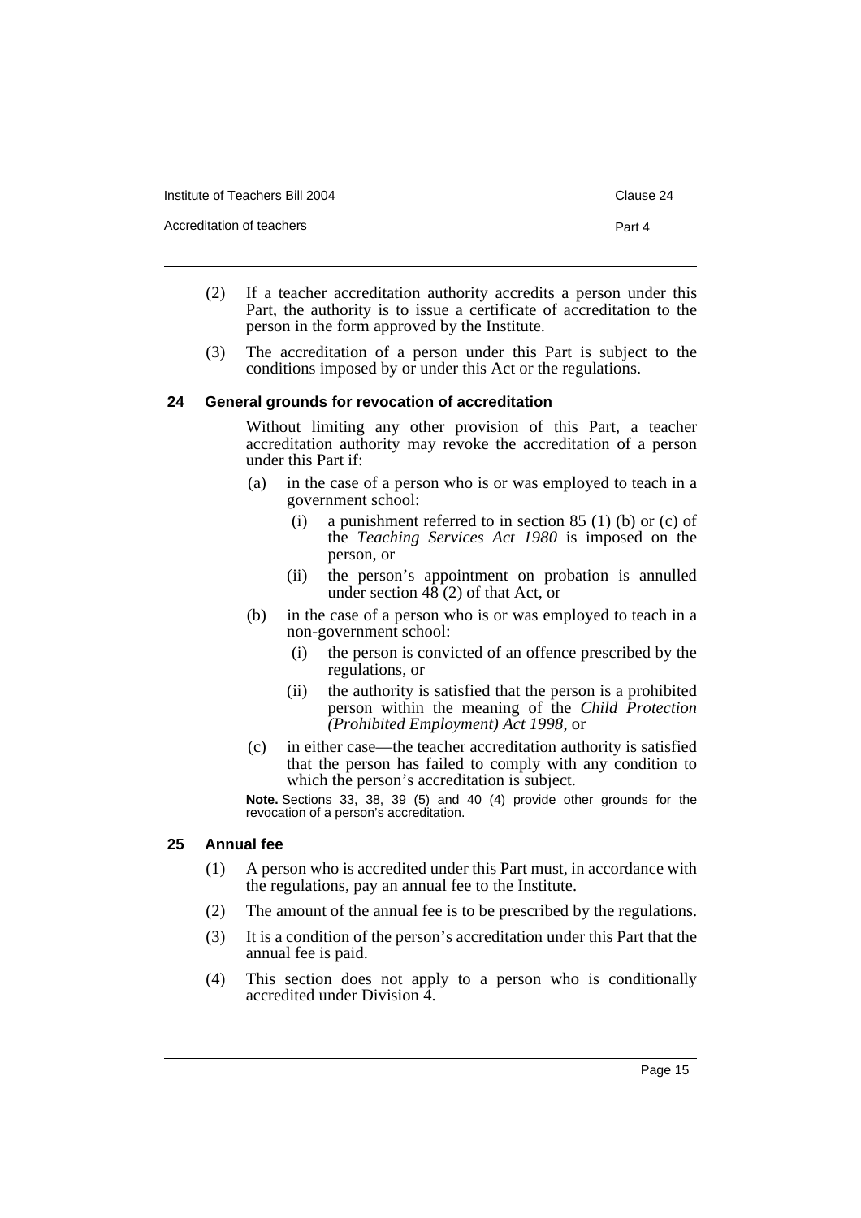(2) If a teacher accreditation authority accredits a person under this Part, the authority is to issue a certificate of accreditation to the person in the form approved by the Institute.

(3) The accreditation of a person under this Part is subject to the conditions imposed by or under this Act or the regulations.

### 24 General grounds for revocation of accreditation

Without limiting any other provision of this Part, a teacher accreditation authority may revoke the accreditation of a person under this Part if:

(a) in the case of a person who is or was employed to teach in a government school:

(i) a punishment referred to in section 85 (1) (b) or (c) of the *Teaching Services Act 1980* is imposed on the person, or

(ii) the person's appointment on probation is annulled under section 48 (2) of that Act, or

(b) in the case of a person who is or was employed to teach in a non-government school:

(i) the person is convicted of an offence prescribed by the regulations, or

(ii) the authority is satisfied that the person is a prohibited person within the meaning of the *Child Protection (Prohibited Employment) Act 1998*, or

(c) in either case—the teacher accreditation authority is satisfied that the person has failed to comply with any condition to which the person's accreditation is subject.

**Note.** Sections 33, 38, 39 (5) and 40 (4) provide other grounds for the revocation of a person's accreditation.

### 25 Annual fee

(1) A person who is accredited under this Part must, in accordance with the regulations, pay an annual fee to the Institute.

(2) The amount of the annual fee is to be prescribed by the regulations.

(3) It is a condition of the person's accreditation under this Part that the annual fee is paid.

(4) This section does not apply to a person who is conditionally accredited under Division 4.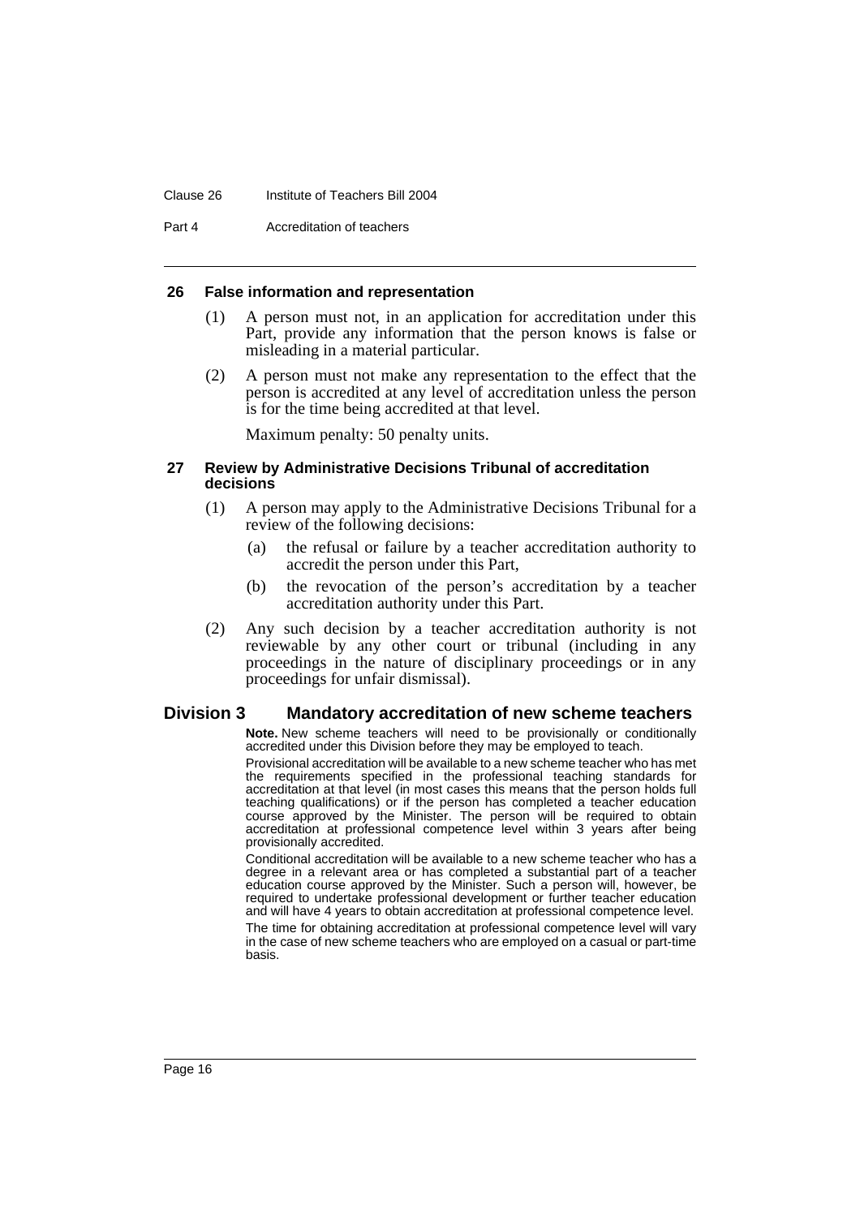### 26 False information and representation

(1) A person must not, in an application for accreditation under this Part, provide any information that the person knows is false or misleading in a material particular.

(2) A person must not make any representation to the effect that the person is accredited at any level of accreditation unless the person is for the time being accredited at that level.

Maximum penalty: 50 penalty units.

### 27 Review by Administrative Decisions Tribunal of accreditation decisions

(1) A person may apply to the Administrative Decisions Tribunal for a review of the following decisions:

(a) the refusal or failure by a teacher accreditation authority to accredit the person under this Part,

(b) the revocation of the person's accreditation by a teacher accreditation authority under this Part.

(2) Any such decision by a teacher accreditation authority is not reviewable by any other court or tribunal (including in any proceedings in the nature of disciplinary proceedings or in any proceedings for unfair dismissal).

## Division 3 Mandatory accreditation of new scheme teachers

**Note.** New scheme teachers will need to be provisionally or conditionally accredited under this Division before they may be employed to teach.

Provisional accreditation will be available to a new scheme teacher who has met the requirements specified in the professional teaching standards for accreditation at that level (in most cases this means that the person holds full teaching qualifications) or if the person has completed a teacher education course approved by the Minister. The person will be required to obtain accreditation at professional competence level within 3 years after being provisionally accredited.

Conditional accreditation will be available to a new scheme teacher who has a degree in a relevant area or has completed a substantial part of a teacher education course approved by the Minister. Such a person will, however, be required to undertake professional development or further teacher education and will have 4 years to obtain accreditation at professional competence level.

The time for obtaining accreditation at professional competence level will vary in the case of new scheme teachers who are employed on a casual or part-time basis.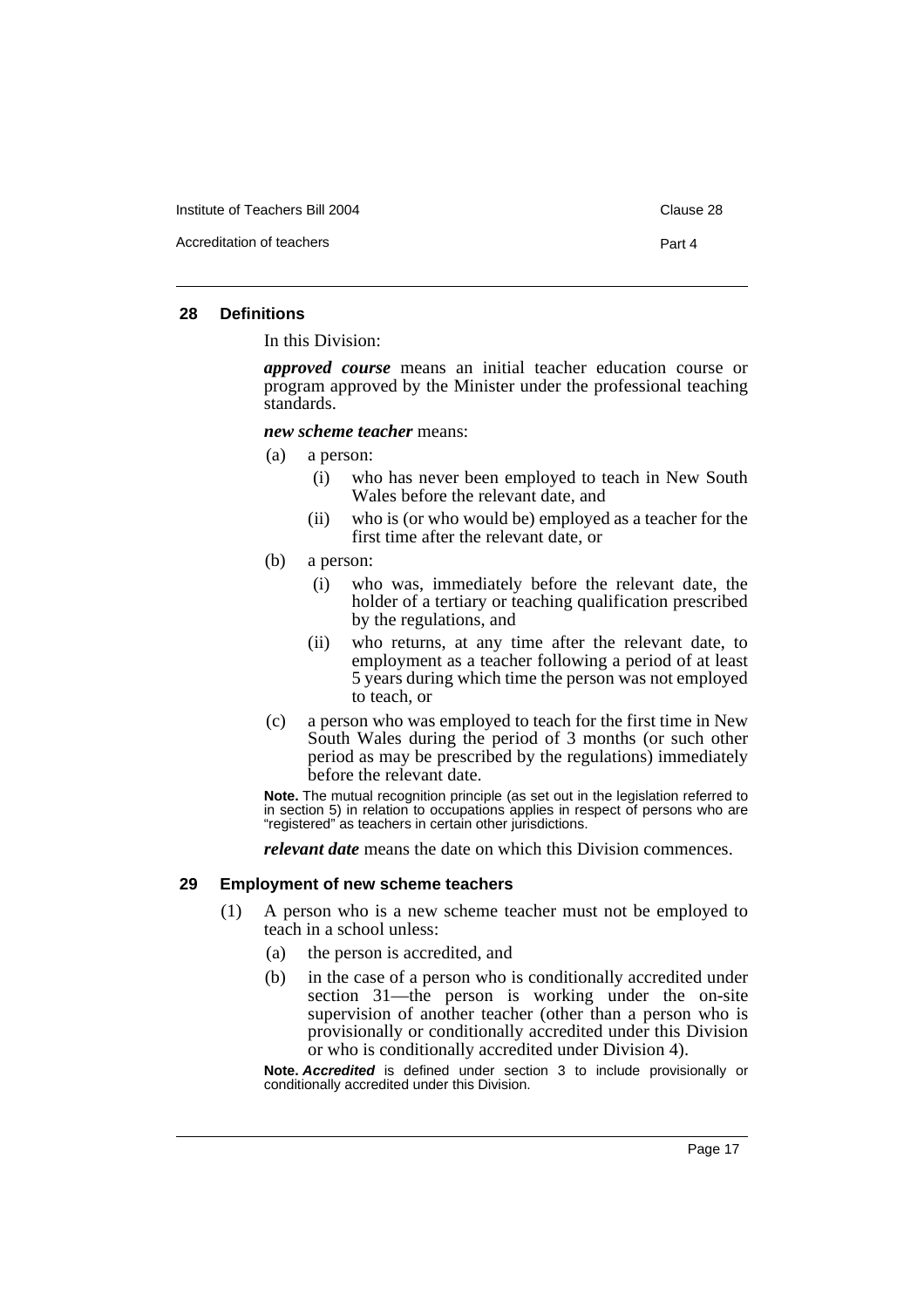### 28 Definitions

In this Division:

***approved course*** means an initial teacher education course or program approved by the Minister under the professional teaching standards.

***new scheme teacher*** means:

(a) a person:

  (i) who has never been employed to teach in New South Wales before the relevant date, and

  (ii) who is (or who would be) employed as a teacher for the first time after the relevant date, or

(b) a person:

  (i) who was, immediately before the relevant date, the holder of a tertiary or teaching qualification prescribed by the regulations, and

  (ii) who returns, at any time after the relevant date, to employment as a teacher following a period of at least 5 years during which time the person was not employed to teach, or

(c) a person who was employed to teach for the first time in New South Wales during the period of 3 months (or such other period as may be prescribed by the regulations) immediately before the relevant date.

**Note.** The mutual recognition principle (as set out in the legislation referred to in section 5) in relation to occupations applies in respect of persons who are "registered" as teachers in certain other jurisdictions.

***relevant date*** means the date on which this Division commences.

### 29 Employment of new scheme teachers

(1) A person who is a new scheme teacher must not be employed to teach in a school unless:

  (a) the person is accredited, and

  (b) in the case of a person who is conditionally accredited under section 31—the person is working under the on-site supervision of another teacher (other than a person who is provisionally or conditionally accredited under this Division or who is conditionally accredited under Division 4).

**Note.** ***Accredited*** is defined under section 3 to include provisionally or conditionally accredited under this Division.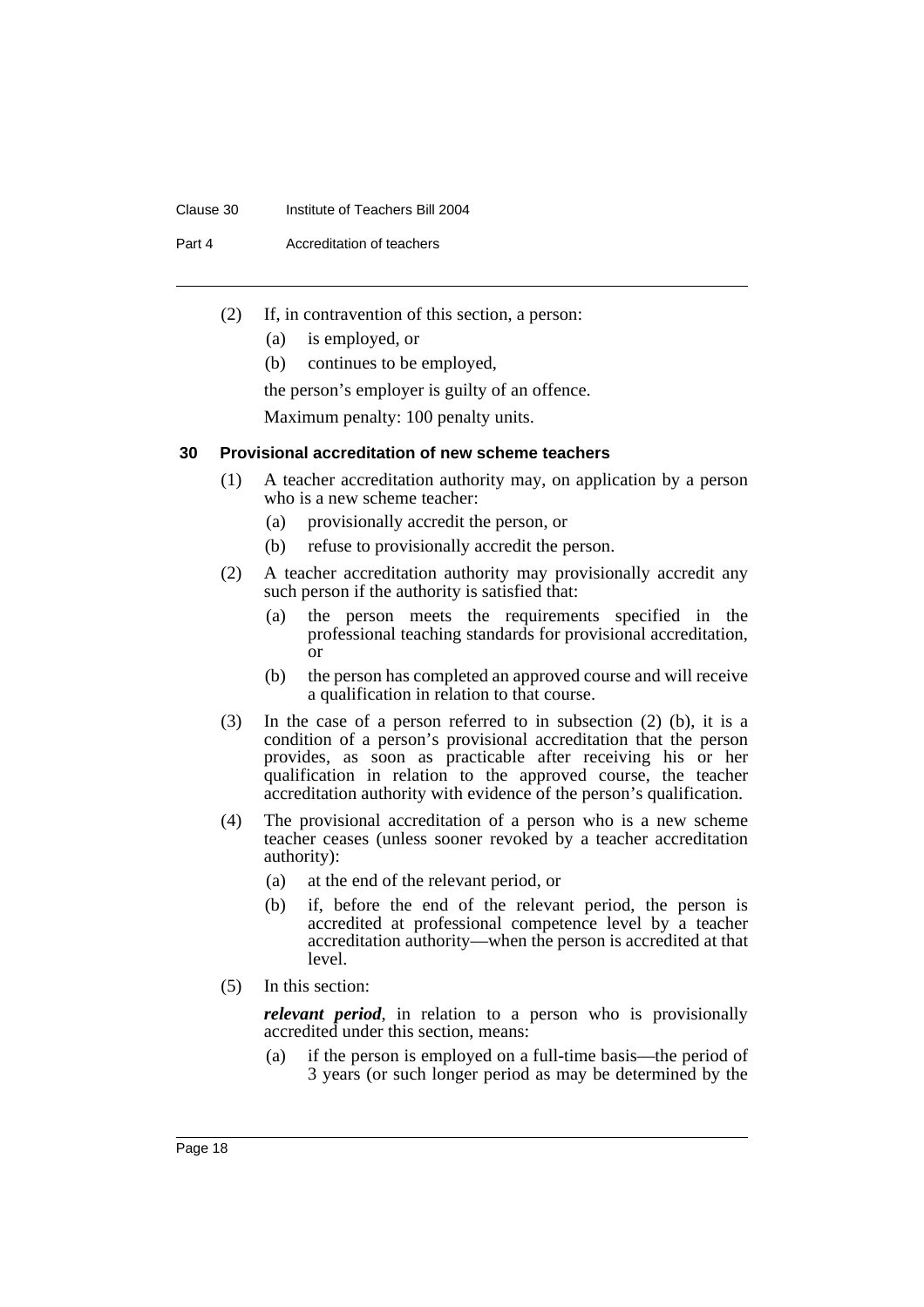(2) If, in contravention of this section, a person:

(a) is employed, or

(b) continues to be employed,

the person's employer is guilty of an offence.

Maximum penalty: 100 penalty units.

### 30 Provisional accreditation of new scheme teachers

(1) A teacher accreditation authority may, on application by a person who is a new scheme teacher:

(a) provisionally accredit the person, or

(b) refuse to provisionally accredit the person.

(2) A teacher accreditation authority may provisionally accredit any such person if the authority is satisfied that:

(a) the person meets the requirements specified in the professional teaching standards for provisional accreditation, or

(b) the person has completed an approved course and will receive a qualification in relation to that course.

(3) In the case of a person referred to in subsection (2) (b), it is a condition of a person's provisional accreditation that the person provides, as soon as practicable after receiving his or her qualification in relation to the approved course, the teacher accreditation authority with evidence of the person's qualification.

(4) The provisional accreditation of a person who is a new scheme teacher ceases (unless sooner revoked by a teacher accreditation authority):

(a) at the end of the relevant period, or

(b) if, before the end of the relevant period, the person is accredited at professional competence level by a teacher accreditation authority—when the person is accredited at that level.

(5) In this section:

***relevant period***, in relation to a person who is provisionally accredited under this section, means:

(a) if the person is employed on a full-time basis—the period of 3 years (or such longer period as may be determined by the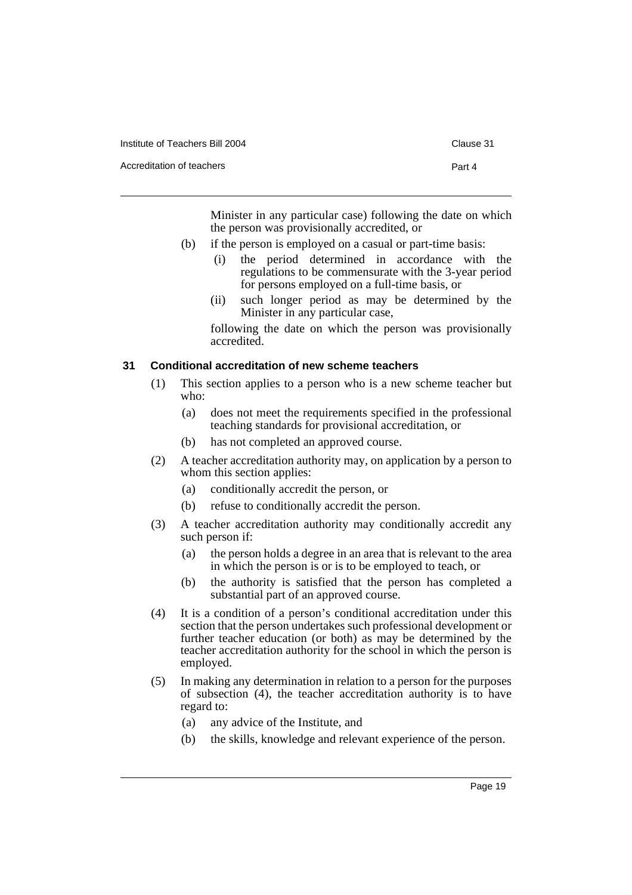Minister in any particular case) following the date on which the person was provisionally accredited, or

(b) if the person is employed on a casual or part-time basis:

(i) the period determined in accordance with the regulations to be commensurate with the 3-year period for persons employed on a full-time basis, or

(ii) such longer period as may be determined by the Minister in any particular case,

following the date on which the person was provisionally accredited.

### 31 Conditional accreditation of new scheme teachers

(1) This section applies to a person who is a new scheme teacher but who:

(a) does not meet the requirements specified in the professional teaching standards for provisional accreditation, or

(b) has not completed an approved course.

(2) A teacher accreditation authority may, on application by a person to whom this section applies:

(a) conditionally accredit the person, or

(b) refuse to conditionally accredit the person.

(3) A teacher accreditation authority may conditionally accredit any such person if:

(a) the person holds a degree in an area that is relevant to the area in which the person is or is to be employed to teach, or

(b) the authority is satisfied that the person has completed a substantial part of an approved course.

(4) It is a condition of a person's conditional accreditation under this section that the person undertakes such professional development or further teacher education (or both) as may be determined by the teacher accreditation authority for the school in which the person is employed.

(5) In making any determination in relation to a person for the purposes of subsection (4), the teacher accreditation authority is to have regard to:

(a) any advice of the Institute, and

(b) the skills, knowledge and relevant experience of the person.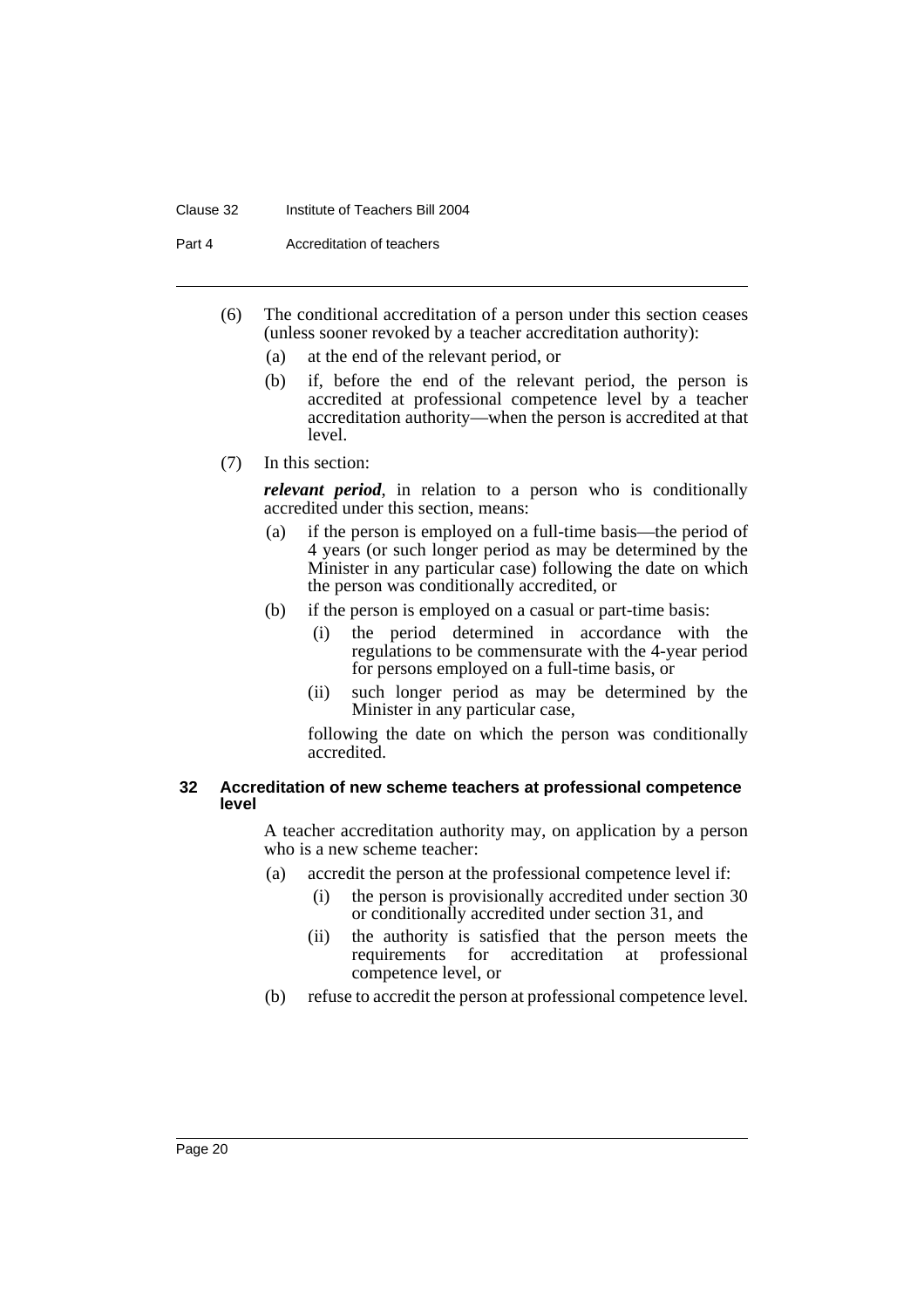(6) The conditional accreditation of a person under this section ceases (unless sooner revoked by a teacher accreditation authority):

(a) at the end of the relevant period, or

(b) if, before the end of the relevant period, the person is accredited at professional competence level by a teacher accreditation authority—when the person is accredited at that level.

(7) In this section:

***relevant period***, in relation to a person who is conditionally accredited under this section, means:

(a) if the person is employed on a full-time basis—the period of 4 years (or such longer period as may be determined by the Minister in any particular case) following the date on which the person was conditionally accredited, or

(b) if the person is employed on a casual or part-time basis:

(i) the period determined in accordance with the regulations to be commensurate with the 4-year period for persons employed on a full-time basis, or

(ii) such longer period as may be determined by the Minister in any particular case,

following the date on which the person was conditionally accredited.

### 32 Accreditation of new scheme teachers at professional competence level

A teacher accreditation authority may, on application by a person who is a new scheme teacher:

(a) accredit the person at the professional competence level if:

(i) the person is provisionally accredited under section 30 or conditionally accredited under section 31, and

(ii) the authority is satisfied that the person meets the requirements for accreditation at professional competence level, or

(b) refuse to accredit the person at professional competence level.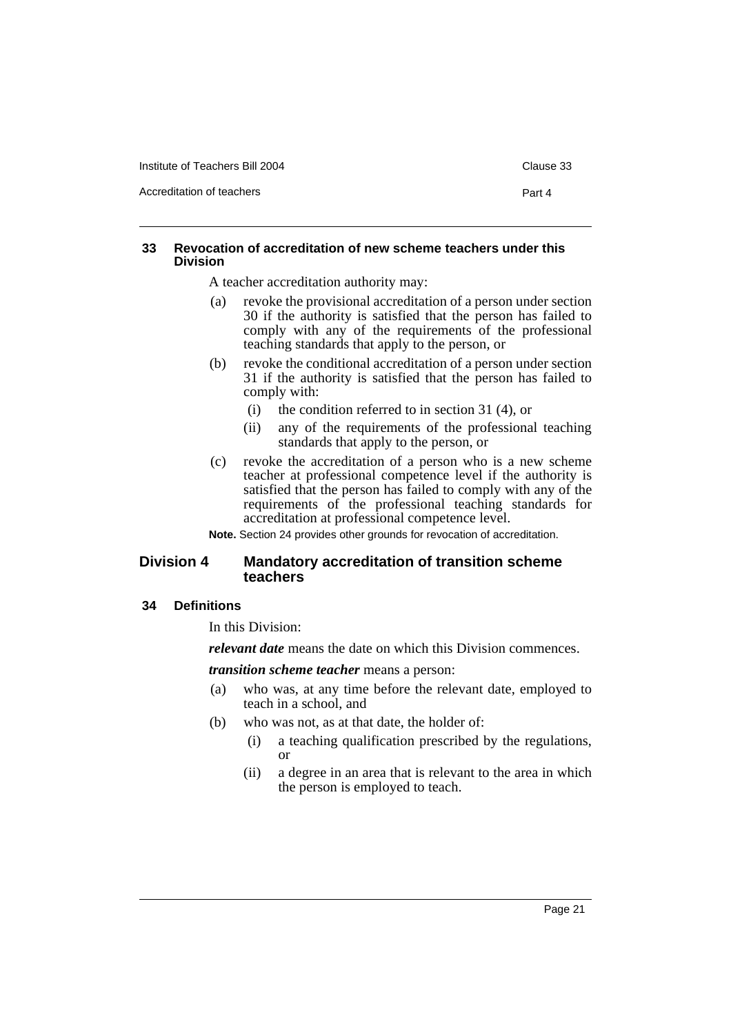#### 33 Revocation of accreditation of new scheme teachers under this Division

A teacher accreditation authority may:

(a) revoke the provisional accreditation of a person under section 30 if the authority is satisfied that the person has failed to comply with any of the requirements of the professional teaching standards that apply to the person, or

(b) revoke the conditional accreditation of a person under section 31 if the authority is satisfied that the person has failed to comply with:

  (i) the condition referred to in section 31 (4), or

  (ii) any of the requirements of the professional teaching standards that apply to the person, or

(c) revoke the accreditation of a person who is a new scheme teacher at professional competence level if the authority is satisfied that the person has failed to comply with any of the requirements of the professional teaching standards for accreditation at professional competence level.

**Note.** Section 24 provides other grounds for revocation of accreditation.

### Division 4 Mandatory accreditation of transition scheme teachers

#### 34 Definitions

In this Division:

***relevant date*** means the date on which this Division commences.

***transition scheme teacher*** means a person:

(a) who was, at any time before the relevant date, employed to teach in a school, and

(b) who was not, as at that date, the holder of:

  (i) a teaching qualification prescribed by the regulations, or

  (ii) a degree in an area that is relevant to the area in which the person is employed to teach.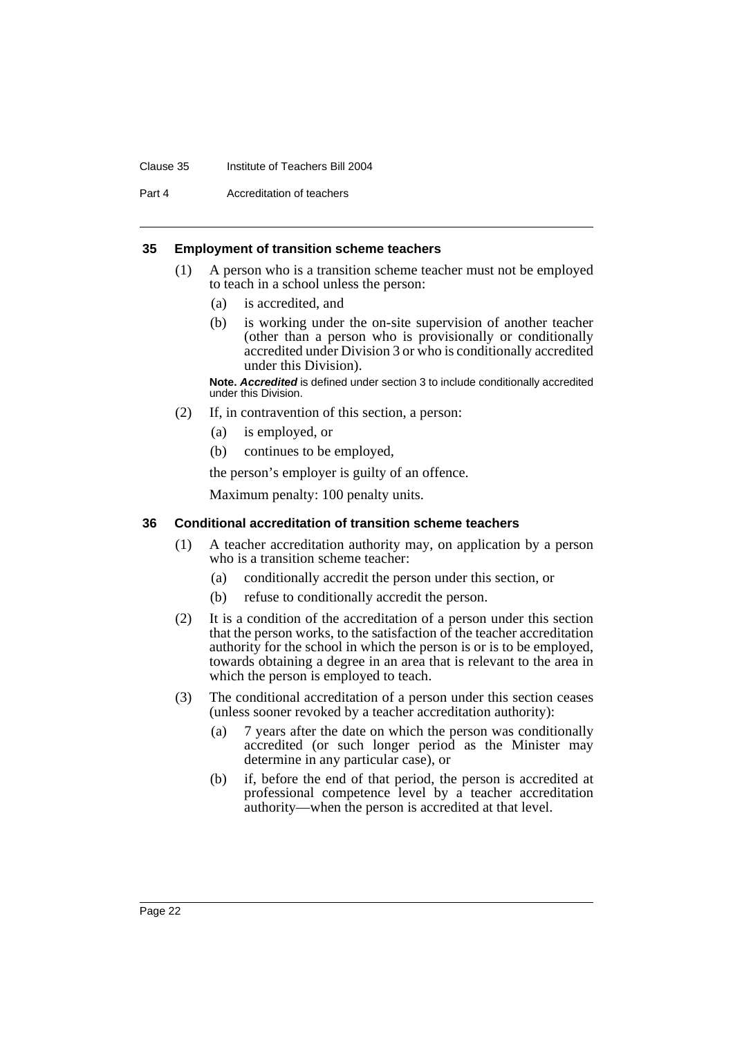### 35 Employment of transition scheme teachers

(1) A person who is a transition scheme teacher must not be employed to teach in a school unless the person:

(a) is accredited, and

(b) is working under the on-site supervision of another teacher (other than a person who is provisionally or conditionally accredited under Division 3 or who is conditionally accredited under this Division).

**Note.** ***Accredited*** is defined under section 3 to include conditionally accredited under this Division.

(2) If, in contravention of this section, a person:

(a) is employed, or

(b) continues to be employed,

the person's employer is guilty of an offence.

Maximum penalty: 100 penalty units.

### 36 Conditional accreditation of transition scheme teachers

(1) A teacher accreditation authority may, on application by a person who is a transition scheme teacher:

(a) conditionally accredit the person under this section, or

(b) refuse to conditionally accredit the person.

(2) It is a condition of the accreditation of a person under this section that the person works, to the satisfaction of the teacher accreditation authority for the school in which the person is or is to be employed, towards obtaining a degree in an area that is relevant to the area in which the person is employed to teach.

(3) The conditional accreditation of a person under this section ceases (unless sooner revoked by a teacher accreditation authority):

(a) 7 years after the date on which the person was conditionally accredited (or such longer period as the Minister may determine in any particular case), or

(b) if, before the end of that period, the person is accredited at professional competence level by a teacher accreditation authority—when the person is accredited at that level.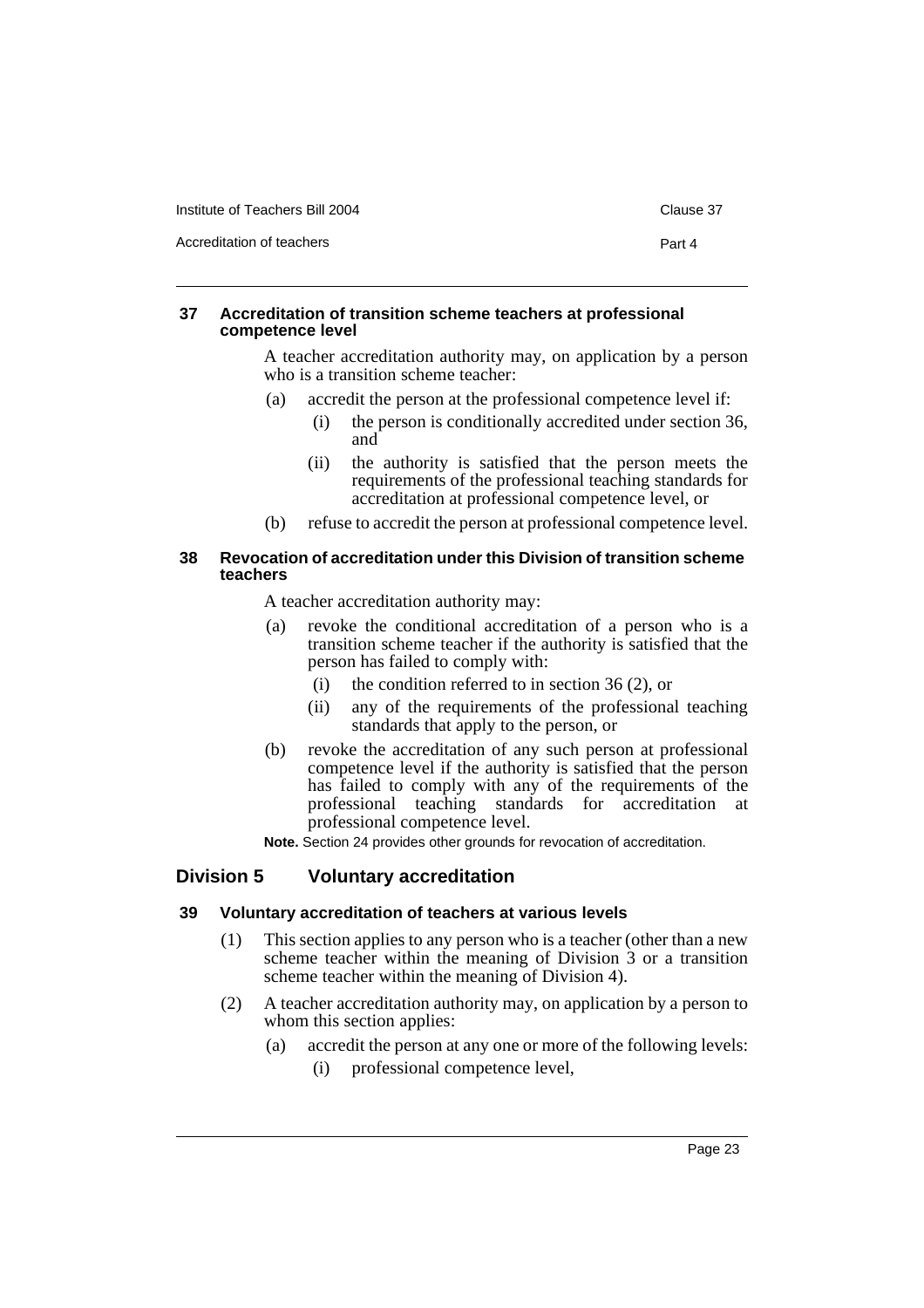#### 37 Accreditation of transition scheme teachers at professional competence level

A teacher accreditation authority may, on application by a person who is a transition scheme teacher:

(a) accredit the person at the professional competence level if:

  (i) the person is conditionally accredited under section 36, and

  (ii) the authority is satisfied that the person meets the requirements of the professional teaching standards for accreditation at professional competence level, or

(b) refuse to accredit the person at professional competence level.

#### 38 Revocation of accreditation under this Division of transition scheme teachers

A teacher accreditation authority may:

(a) revoke the conditional accreditation of a person who is a transition scheme teacher if the authority is satisfied that the person has failed to comply with:

  (i) the condition referred to in section 36 (2), or

  (ii) any of the requirements of the professional teaching standards that apply to the person, or

(b) revoke the accreditation of any such person at professional competence level if the authority is satisfied that the person has failed to comply with any of the requirements of the professional teaching standards for accreditation at professional competence level.

**Note.** Section 24 provides other grounds for revocation of accreditation.

### Division 5 Voluntary accreditation

#### 39 Voluntary accreditation of teachers at various levels

(1) This section applies to any person who is a teacher (other than a new scheme teacher within the meaning of Division 3 or a transition scheme teacher within the meaning of Division 4).

(2) A teacher accreditation authority may, on application by a person to whom this section applies:

  (a) accredit the person at any one or more of the following levels:

    (i) professional competence level,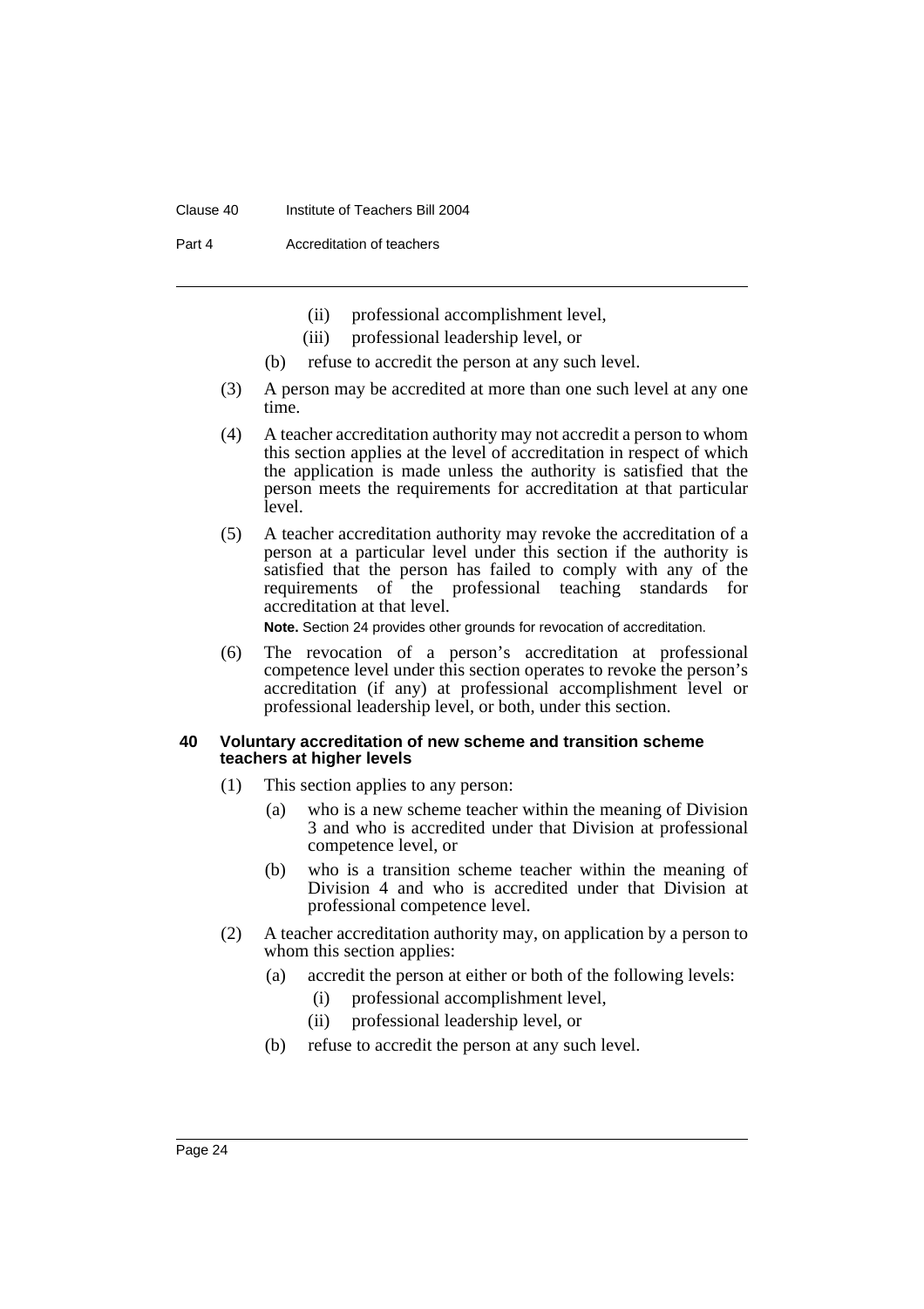(ii) professional accomplishment level,

(iii) professional leadership level, or

(b) refuse to accredit the person at any such level.

(3) A person may be accredited at more than one such level at any one time.

(4) A teacher accreditation authority may not accredit a person to whom this section applies at the level of accreditation in respect of which the application is made unless the authority is satisfied that the person meets the requirements for accreditation at that particular level.

(5) A teacher accreditation authority may revoke the accreditation of a person at a particular level under this section if the authority is satisfied that the person has failed to comply with any of the requirements of the professional teaching standards for accreditation at that level.

**Note.** Section 24 provides other grounds for revocation of accreditation.

(6) The revocation of a person's accreditation at professional competence level under this section operates to revoke the person's accreditation (if any) at professional accomplishment level or professional leadership level, or both, under this section.

### 40 Voluntary accreditation of new scheme and transition scheme teachers at higher levels

(1) This section applies to any person:

(a) who is a new scheme teacher within the meaning of Division 3 and who is accredited under that Division at professional competence level, or

(b) who is a transition scheme teacher within the meaning of Division 4 and who is accredited under that Division at professional competence level.

(2) A teacher accreditation authority may, on application by a person to whom this section applies:

(a) accredit the person at either or both of the following levels:

(i) professional accomplishment level,

(ii) professional leadership level, or

(b) refuse to accredit the person at any such level.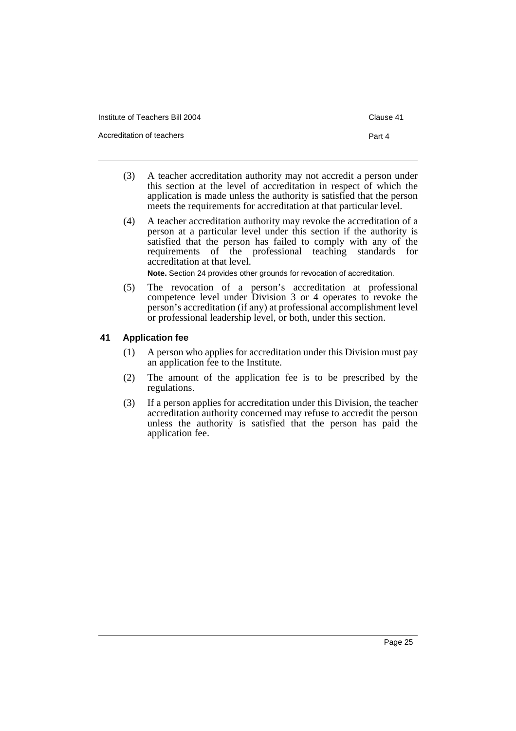(3) A teacher accreditation authority may not accredit a person under this section at the level of accreditation in respect of which the application is made unless the authority is satisfied that the person meets the requirements for accreditation at that particular level.

(4) A teacher accreditation authority may revoke the accreditation of a person at a particular level under this section if the authority is satisfied that the person has failed to comply with any of the requirements of the professional teaching standards for accreditation at that level.

**Note.** Section 24 provides other grounds for revocation of accreditation.

(5) The revocation of a person's accreditation at professional competence level under Division 3 or 4 operates to revoke the person's accreditation (if any) at professional accomplishment level or professional leadership level, or both, under this section.

### 41 Application fee

(1) A person who applies for accreditation under this Division must pay an application fee to the Institute.

(2) The amount of the application fee is to be prescribed by the regulations.

(3) If a person applies for accreditation under this Division, the teacher accreditation authority concerned may refuse to accredit the person unless the authority is satisfied that the person has paid the application fee.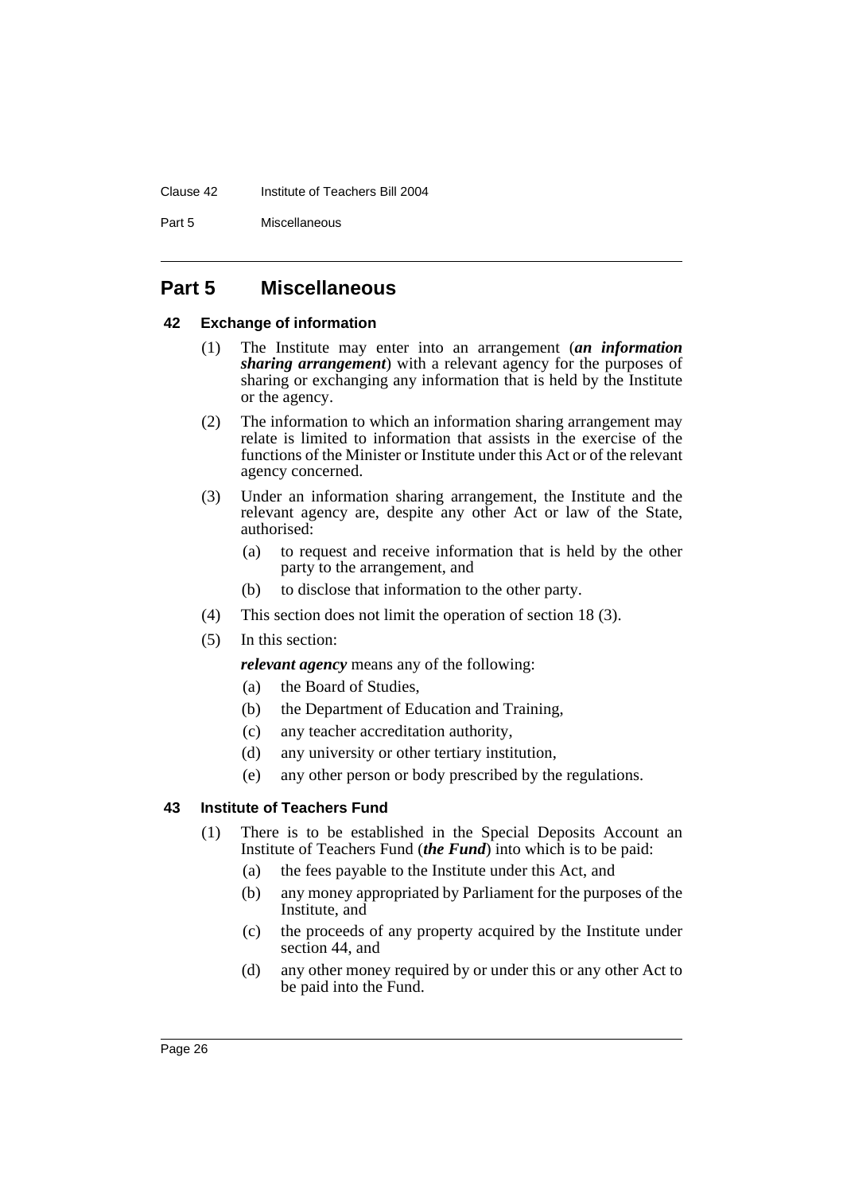## Part 5 Miscellaneous

### 42 Exchange of information

(1) The Institute may enter into an arrangement (***an information sharing arrangement***) with a relevant agency for the purposes of sharing or exchanging any information that is held by the Institute or the agency.

(2) The information to which an information sharing arrangement may relate is limited to information that assists in the exercise of the functions of the Minister or Institute under this Act or of the relevant agency concerned.

(3) Under an information sharing arrangement, the Institute and the relevant agency are, despite any other Act or law of the State, authorised:

- (a) to request and receive information that is held by the other party to the arrangement, and
- (b) to disclose that information to the other party.

(4) This section does not limit the operation of section 18 (3).

(5) In this section:

***relevant agency*** means any of the following:

- (a) the Board of Studies,
- (b) the Department of Education and Training,
- (c) any teacher accreditation authority,
- (d) any university or other tertiary institution,
- (e) any other person or body prescribed by the regulations.

### 43 Institute of Teachers Fund

(1) There is to be established in the Special Deposits Account an Institute of Teachers Fund (***the Fund***) into which is to be paid:

- (a) the fees payable to the Institute under this Act, and
- (b) any money appropriated by Parliament for the purposes of the Institute, and
- (c) the proceeds of any property acquired by the Institute under section 44, and
- (d) any other money required by or under this or any other Act to be paid into the Fund.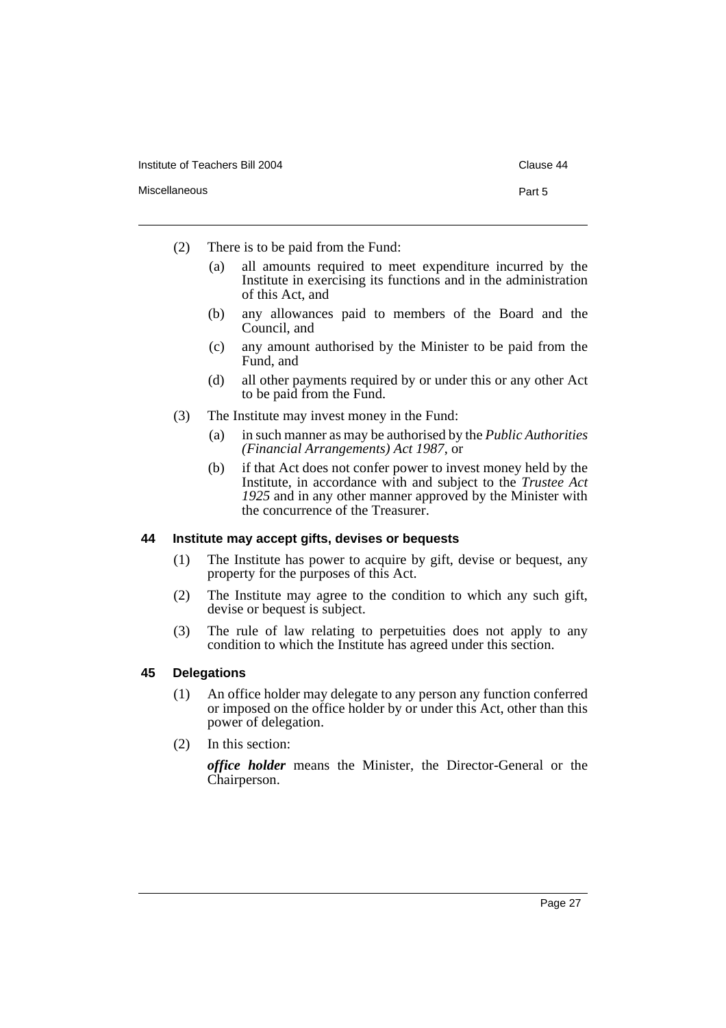(2) There is to be paid from the Fund:

(a) all amounts required to meet expenditure incurred by the Institute in exercising its functions and in the administration of this Act, and

(b) any allowances paid to members of the Board and the Council, and

(c) any amount authorised by the Minister to be paid from the Fund, and

(d) all other payments required by or under this or any other Act to be paid from the Fund.

(3) The Institute may invest money in the Fund:

(a) in such manner as may be authorised by the *Public Authorities (Financial Arrangements) Act 1987*, or

(b) if that Act does not confer power to invest money held by the Institute, in accordance with and subject to the *Trustee Act 1925* and in any other manner approved by the Minister with the concurrence of the Treasurer.

### 44 Institute may accept gifts, devises or bequests

(1) The Institute has power to acquire by gift, devise or bequest, any property for the purposes of this Act.

(2) The Institute may agree to the condition to which any such gift, devise or bequest is subject.

(3) The rule of law relating to perpetuities does not apply to any condition to which the Institute has agreed under this section.

### 45 Delegations

(1) An office holder may delegate to any person any function conferred or imposed on the office holder by or under this Act, other than this power of delegation.

(2) In this section:

***office holder*** means the Minister, the Director-General or the Chairperson.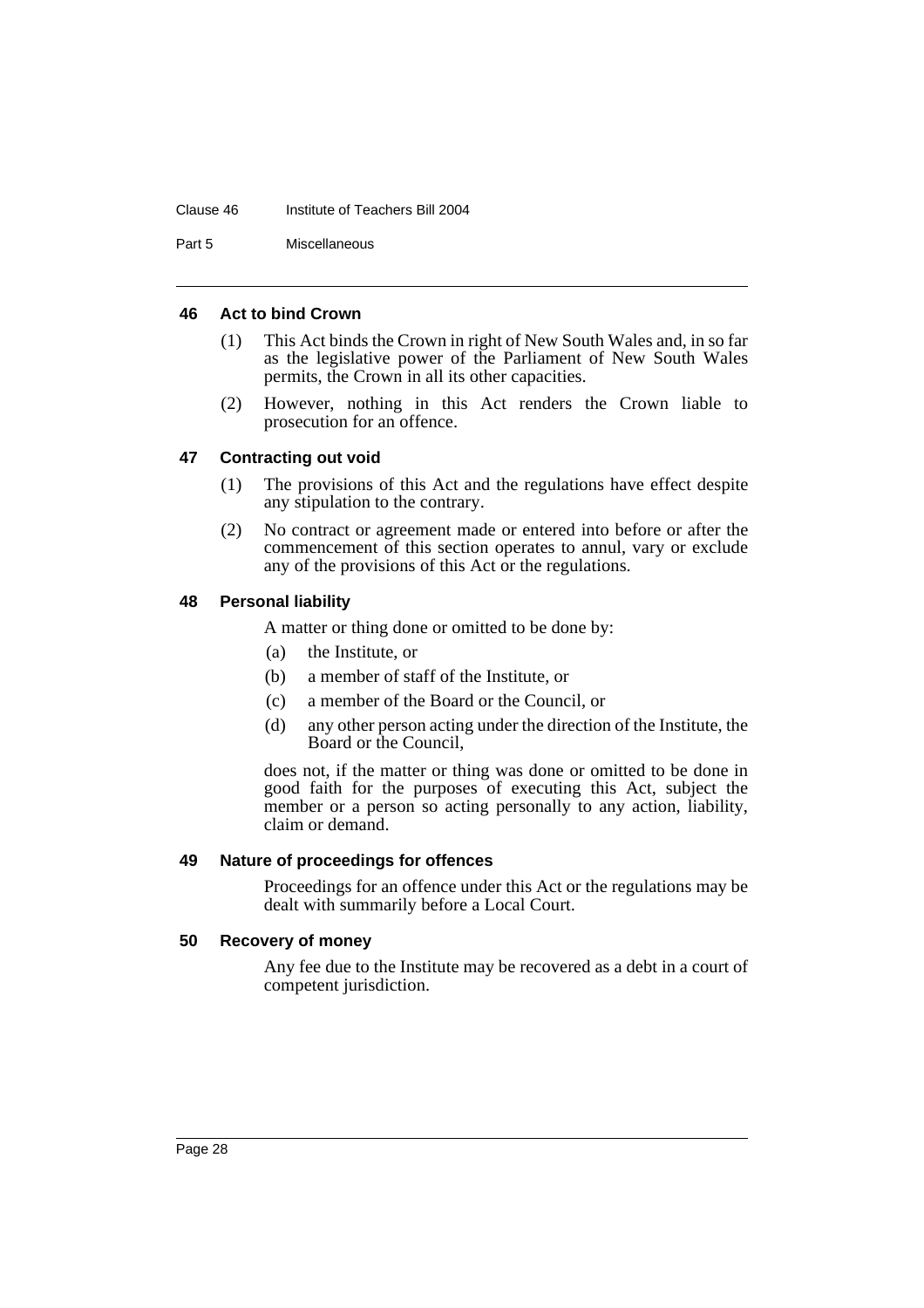#### 46 Act to bind Crown

(1) This Act binds the Crown in right of New South Wales and, in so far as the legislative power of the Parliament of New South Wales permits, the Crown in all its other capacities.

(2) However, nothing in this Act renders the Crown liable to prosecution for an offence.

#### 47 Contracting out void

(1) The provisions of this Act and the regulations have effect despite any stipulation to the contrary.

(2) No contract or agreement made or entered into before or after the commencement of this section operates to annul, vary or exclude any of the provisions of this Act or the regulations.

#### 48 Personal liability

A matter or thing done or omitted to be done by:

(a) the Institute, or

(b) a member of staff of the Institute, or

(c) a member of the Board or the Council, or

(d) any other person acting under the direction of the Institute, the Board or the Council,

does not, if the matter or thing was done or omitted to be done in good faith for the purposes of executing this Act, subject the member or a person so acting personally to any action, liability, claim or demand.

#### 49 Nature of proceedings for offences

Proceedings for an offence under this Act or the regulations may be dealt with summarily before a Local Court.

#### 50 Recovery of money

Any fee due to the Institute may be recovered as a debt in a court of competent jurisdiction.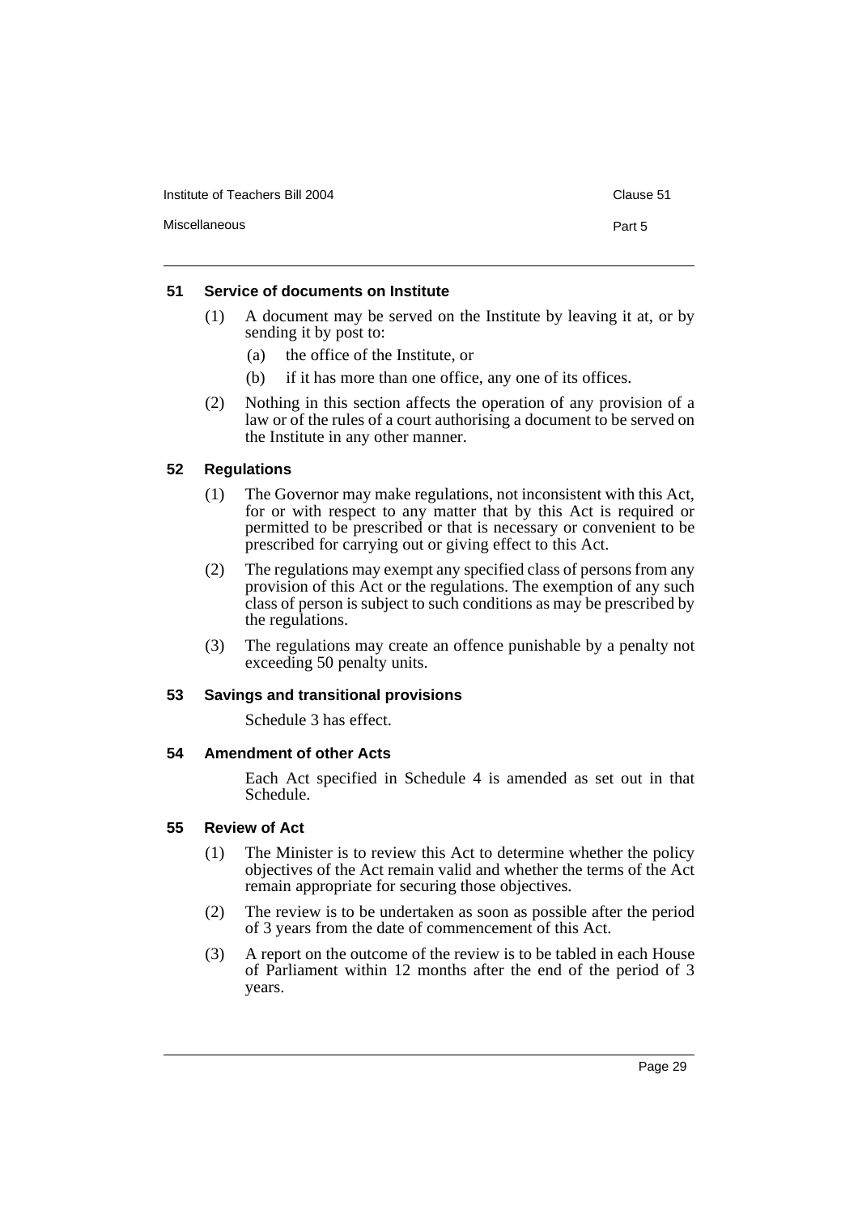### 51 Service of documents on Institute

(1) A document may be served on the Institute by leaving it at, or by sending it by post to:

(a) the office of the Institute, or

(b) if it has more than one office, any one of its offices.

(2) Nothing in this section affects the operation of any provision of a law or of the rules of a court authorising a document to be served on the Institute in any other manner.

### 52 Regulations

(1) The Governor may make regulations, not inconsistent with this Act, for or with respect to any matter that by this Act is required or permitted to be prescribed or that is necessary or convenient to be prescribed for carrying out or giving effect to this Act.

(2) The regulations may exempt any specified class of persons from any provision of this Act or the regulations. The exemption of any such class of person is subject to such conditions as may be prescribed by the regulations.

(3) The regulations may create an offence punishable by a penalty not exceeding 50 penalty units.

### 53 Savings and transitional provisions

Schedule 3 has effect.

### 54 Amendment of other Acts

Each Act specified in Schedule 4 is amended as set out in that Schedule.

### 55 Review of Act

(1) The Minister is to review this Act to determine whether the policy objectives of the Act remain valid and whether the terms of the Act remain appropriate for securing those objectives.

(2) The review is to be undertaken as soon as possible after the period of 3 years from the date of commencement of this Act.

(3) A report on the outcome of the review is to be tabled in each House of Parliament within 12 months after the end of the period of 3 years.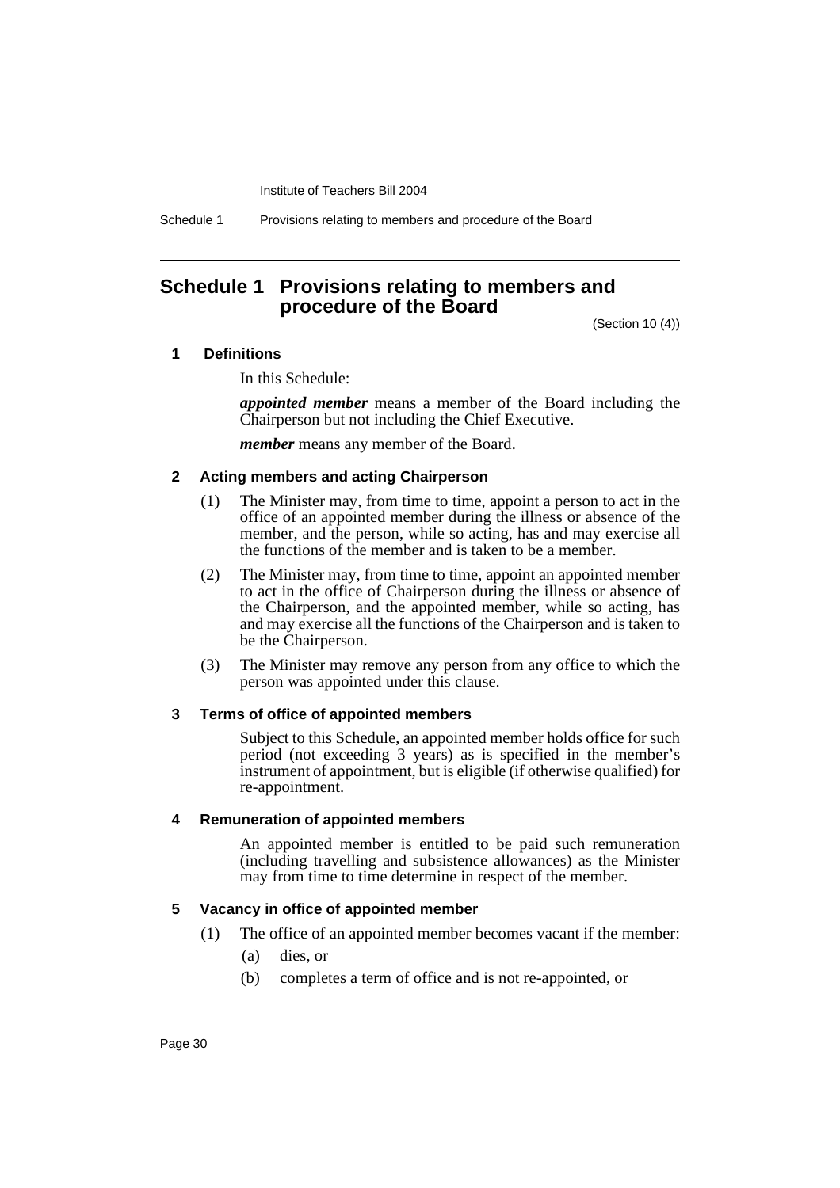# Schedule 1 Provisions relating to members and procedure of the Board

(Section 10 (4))

## 1 Definitions

In this Schedule:

***appointed member*** means a member of the Board including the Chairperson but not including the Chief Executive.

***member*** means any member of the Board.

## 2 Acting members and acting Chairperson

(1) The Minister may, from time to time, appoint a person to act in the office of an appointed member during the illness or absence of the member, and the person, while so acting, has and may exercise all the functions of the member and is taken to be a member.

(2) The Minister may, from time to time, appoint an appointed member to act in the office of Chairperson during the illness or absence of the Chairperson, and the appointed member, while so acting, has and may exercise all the functions of the Chairperson and is taken to be the Chairperson.

(3) The Minister may remove any person from any office to which the person was appointed under this clause.

## 3 Terms of office of appointed members

Subject to this Schedule, an appointed member holds office for such period (not exceeding 3 years) as is specified in the member's instrument of appointment, but is eligible (if otherwise qualified) for re-appointment.

## 4 Remuneration of appointed members

An appointed member is entitled to be paid such remuneration (including travelling and subsistence allowances) as the Minister may from time to time determine in respect of the member.

## 5 Vacancy in office of appointed member

(1) The office of an appointed member becomes vacant if the member:

- (a) dies, or
- (b) completes a term of office and is not re-appointed, or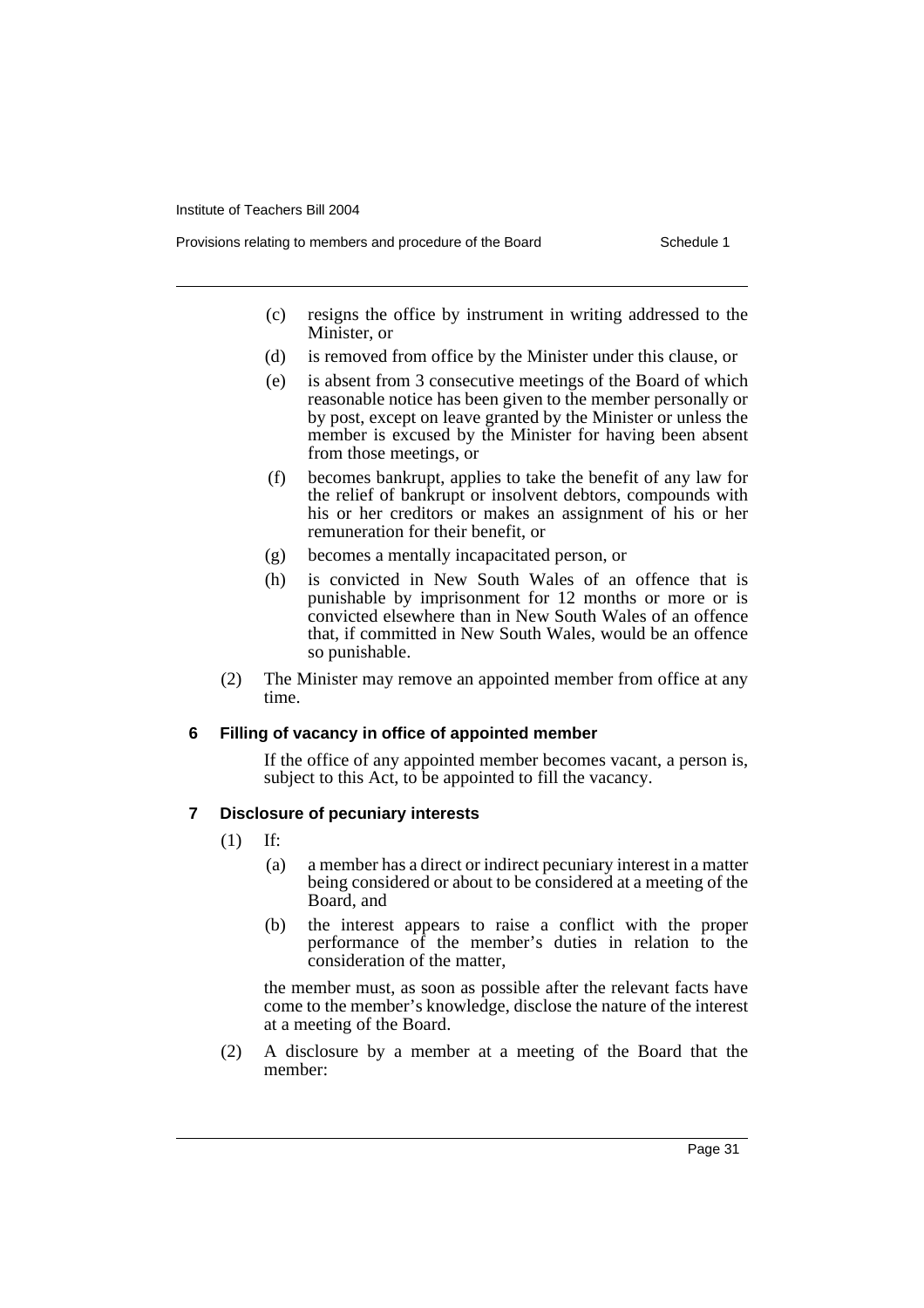(c) resigns the office by instrument in writing addressed to the Minister, or

(d) is removed from office by the Minister under this clause, or

(e) is absent from 3 consecutive meetings of the Board of which reasonable notice has been given to the member personally or by post, except on leave granted by the Minister or unless the member is excused by the Minister for having been absent from those meetings, or

(f) becomes bankrupt, applies to take the benefit of any law for the relief of bankrupt or insolvent debtors, compounds with his or her creditors or makes an assignment of his or her remuneration for their benefit, or

(g) becomes a mentally incapacitated person, or

(h) is convicted in New South Wales of an offence that is punishable by imprisonment for 12 months or more or is convicted elsewhere than in New South Wales of an offence that, if committed in New South Wales, would be an offence so punishable.

(2) The Minister may remove an appointed member from office at any time.

### 6 Filling of vacancy in office of appointed member

If the office of any appointed member becomes vacant, a person is, subject to this Act, to be appointed to fill the vacancy.

### 7 Disclosure of pecuniary interests

(1) If:

(a) a member has a direct or indirect pecuniary interest in a matter being considered or about to be considered at a meeting of the Board, and

(b) the interest appears to raise a conflict with the proper performance of the member's duties in relation to the consideration of the matter,

the member must, as soon as possible after the relevant facts have come to the member's knowledge, disclose the nature of the interest at a meeting of the Board.

(2) A disclosure by a member at a meeting of the Board that the member: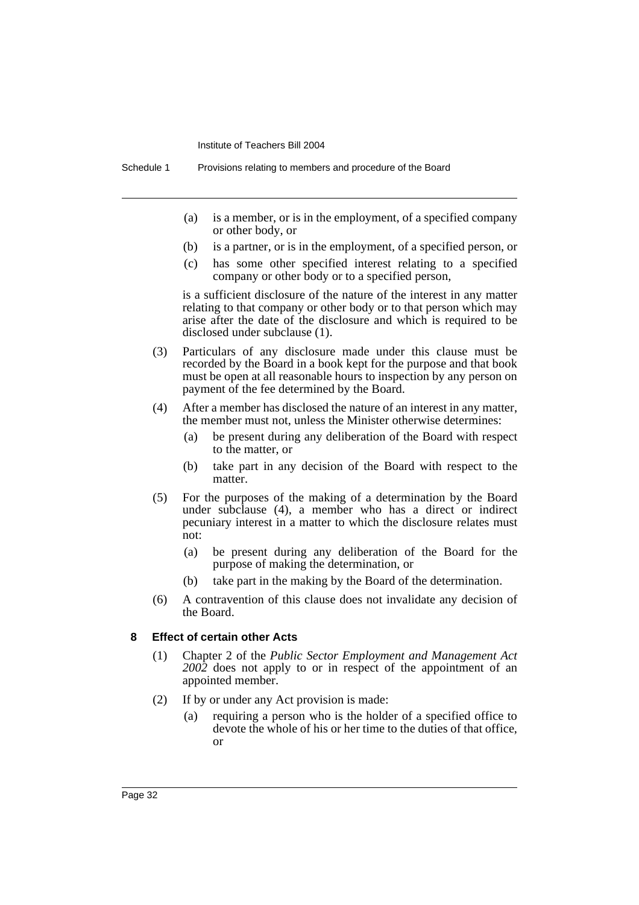(a) is a member, or is in the employment, of a specified company or other body, or

(b) is a partner, or is in the employment, of a specified person, or

(c) has some other specified interest relating to a specified company or other body or to a specified person,

is a sufficient disclosure of the nature of the interest in any matter relating to that company or other body or to that person which may arise after the date of the disclosure and which is required to be disclosed under subclause (1).

(3) Particulars of any disclosure made under this clause must be recorded by the Board in a book kept for the purpose and that book must be open at all reasonable hours to inspection by any person on payment of the fee determined by the Board.

(4) After a member has disclosed the nature of an interest in any matter, the member must not, unless the Minister otherwise determines:

(a) be present during any deliberation of the Board with respect to the matter, or

(b) take part in any decision of the Board with respect to the matter.

(5) For the purposes of the making of a determination by the Board under subclause (4), a member who has a direct or indirect pecuniary interest in a matter to which the disclosure relates must not:

(a) be present during any deliberation of the Board for the purpose of making the determination, or

(b) take part in the making by the Board of the determination.

(6) A contravention of this clause does not invalidate any decision of the Board.

**8 Effect of certain other Acts**

(1) Chapter 2 of the *Public Sector Employment and Management Act 2002* does not apply to or in respect of the appointment of an appointed member.

(2) If by or under any Act provision is made:

(a) requiring a person who is the holder of a specified office to devote the whole of his or her time to the duties of that office, or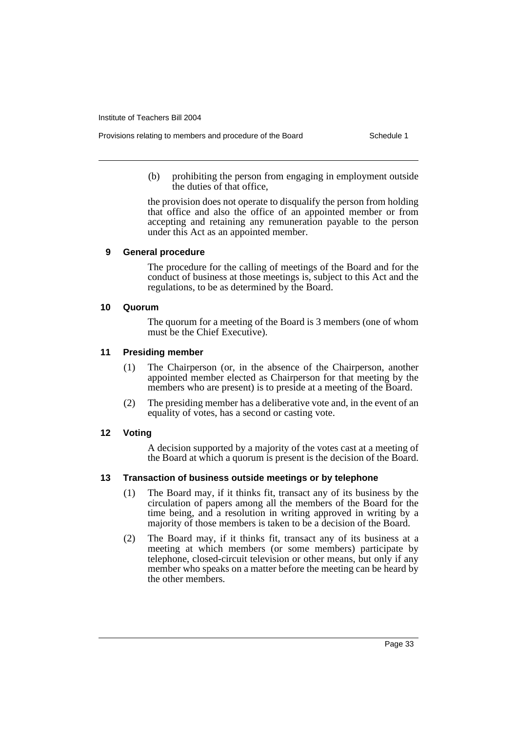(b) prohibiting the person from engaging in employment outside the duties of that office,

the provision does not operate to disqualify the person from holding that office and also the office of an appointed member or from accepting and retaining any remuneration payable to the person under this Act as an appointed member.

### 9 General procedure

The procedure for the calling of meetings of the Board and for the conduct of business at those meetings is, subject to this Act and the regulations, to be as determined by the Board.

### 10 Quorum

The quorum for a meeting of the Board is 3 members (one of whom must be the Chief Executive).

### 11 Presiding member

(1) The Chairperson (or, in the absence of the Chairperson, another appointed member elected as Chairperson for that meeting by the members who are present) is to preside at a meeting of the Board.

(2) The presiding member has a deliberative vote and, in the event of an equality of votes, has a second or casting vote.

### 12 Voting

A decision supported by a majority of the votes cast at a meeting of the Board at which a quorum is present is the decision of the Board.

### 13 Transaction of business outside meetings or by telephone

(1) The Board may, if it thinks fit, transact any of its business by the circulation of papers among all the members of the Board for the time being, and a resolution in writing approved in writing by a majority of those members is taken to be a decision of the Board.

(2) The Board may, if it thinks fit, transact any of its business at a meeting at which members (or some members) participate by telephone, closed-circuit television or other means, but only if any member who speaks on a matter before the meeting can be heard by the other members.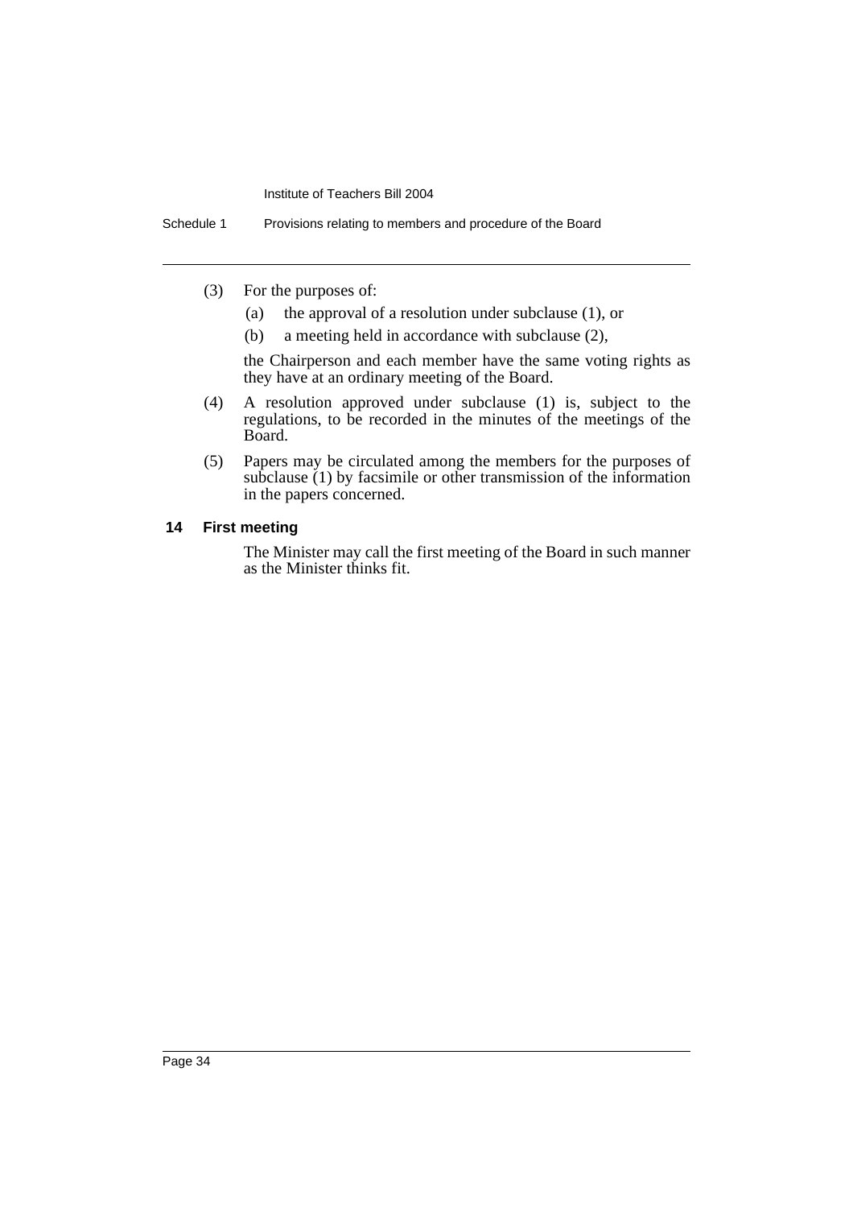(3) For the purposes of:

   (a) the approval of a resolution under subclause (1), or

   (b) a meeting held in accordance with subclause (2),

   the Chairperson and each member have the same voting rights as they have at an ordinary meeting of the Board.

(4) A resolution approved under subclause (1) is, subject to the regulations, to be recorded in the minutes of the meetings of the Board.

(5) Papers may be circulated among the members for the purposes of subclause (1) by facsimile or other transmission of the information in the papers concerned.

### 14 First meeting

The Minister may call the first meeting of the Board in such manner as the Minister thinks fit.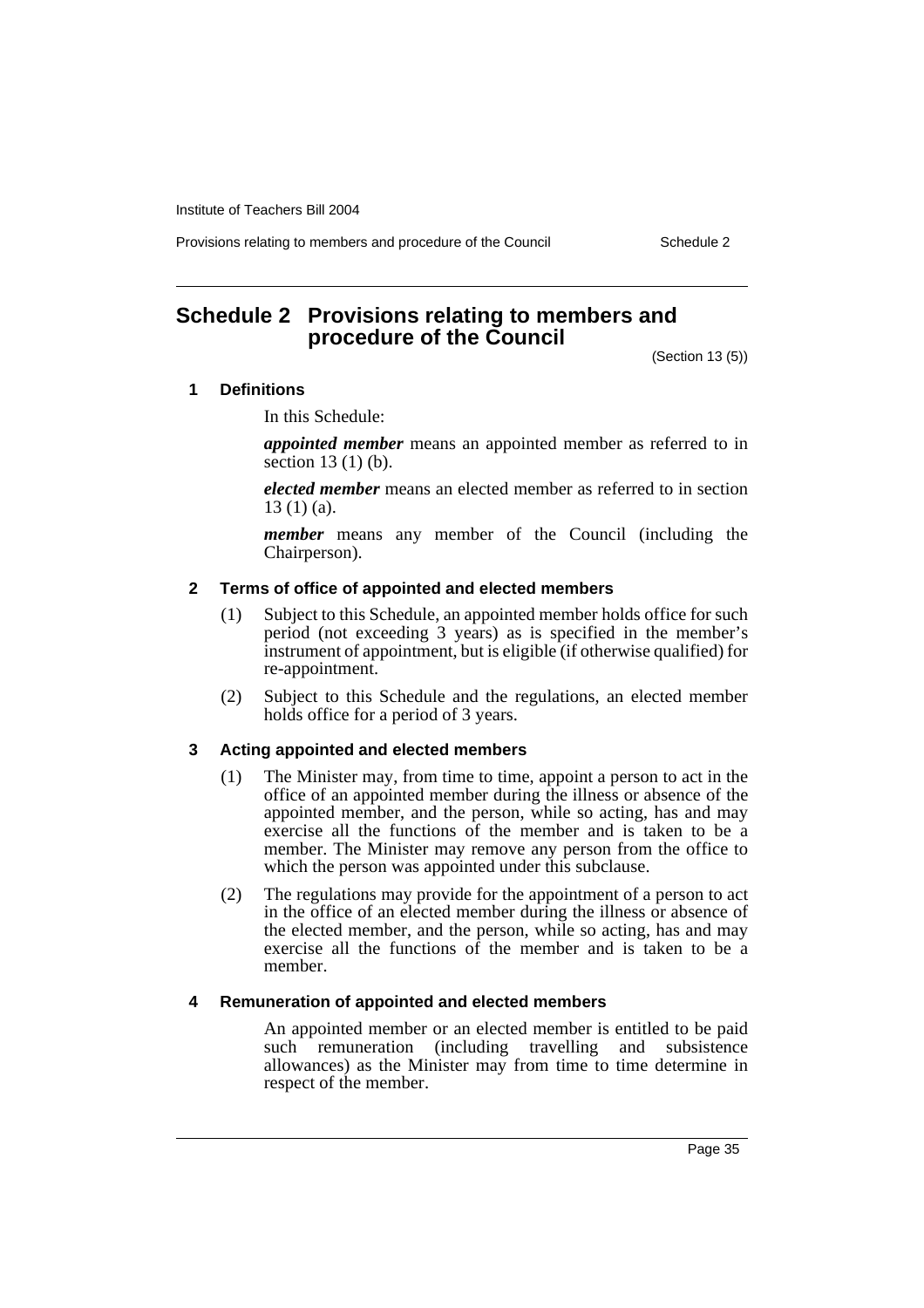# Schedule 2 Provisions relating to members and procedure of the Council

(Section 13 (5))

## 1 Definitions

In this Schedule:

***appointed member*** means an appointed member as referred to in section 13 (1) (b).

***elected member*** means an elected member as referred to in section 13 (1) (a).

***member*** means any member of the Council (including the Chairperson).

## 2 Terms of office of appointed and elected members

(1) Subject to this Schedule, an appointed member holds office for such period (not exceeding 3 years) as is specified in the member's instrument of appointment, but is eligible (if otherwise qualified) for re-appointment.

(2) Subject to this Schedule and the regulations, an elected member holds office for a period of 3 years.

## 3 Acting appointed and elected members

(1) The Minister may, from time to time, appoint a person to act in the office of an appointed member during the illness or absence of the appointed member, and the person, while so acting, has and may exercise all the functions of the member and is taken to be a member. The Minister may remove any person from the office to which the person was appointed under this subclause.

(2) The regulations may provide for the appointment of a person to act in the office of an elected member during the illness or absence of the elected member, and the person, while so acting, has and may exercise all the functions of the member and is taken to be a member.

## 4 Remuneration of appointed and elected members

An appointed member or an elected member is entitled to be paid such remuneration (including travelling and subsistence allowances) as the Minister may from time to time determine in respect of the member.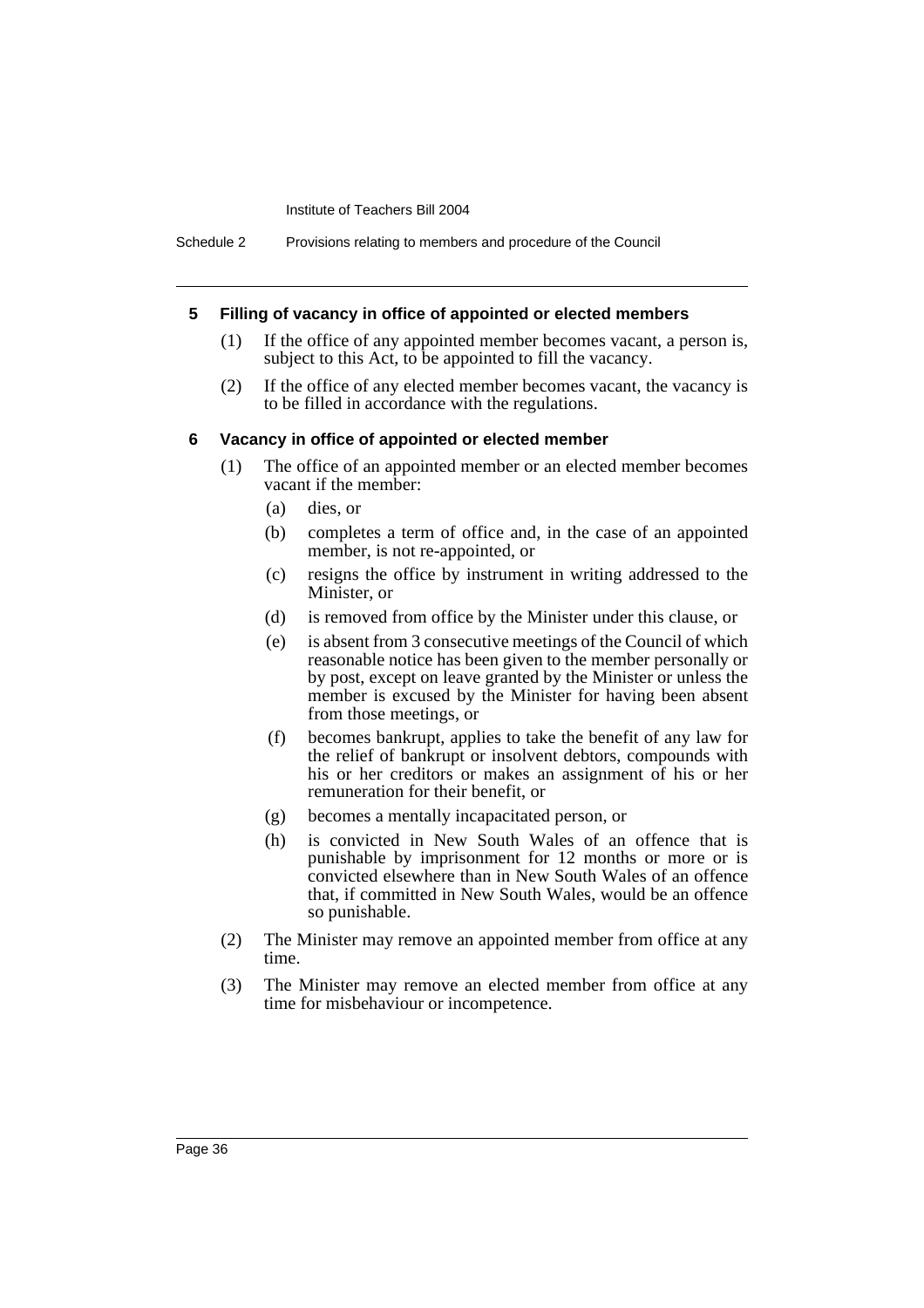#### 5 Filling of vacancy in office of appointed or elected members

(1) If the office of any appointed member becomes vacant, a person is, subject to this Act, to be appointed to fill the vacancy.

(2) If the office of any elected member becomes vacant, the vacancy is to be filled in accordance with the regulations.

#### 6 Vacancy in office of appointed or elected member

(1) The office of an appointed member or an elected member becomes vacant if the member:

- (a) dies, or
- (b) completes a term of office and, in the case of an appointed member, is not re-appointed, or
- (c) resigns the office by instrument in writing addressed to the Minister, or
- (d) is removed from office by the Minister under this clause, or
- (e) is absent from 3 consecutive meetings of the Council of which reasonable notice has been given to the member personally or by post, except on leave granted by the Minister or unless the member is excused by the Minister for having been absent from those meetings, or
- (f) becomes bankrupt, applies to take the benefit of any law for the relief of bankrupt or insolvent debtors, compounds with his or her creditors or makes an assignment of his or her remuneration for their benefit, or
- (g) becomes a mentally incapacitated person, or
- (h) is convicted in New South Wales of an offence that is punishable by imprisonment for 12 months or more or is convicted elsewhere than in New South Wales of an offence that, if committed in New South Wales, would be an offence so punishable.

(2) The Minister may remove an appointed member from office at any time.

(3) The Minister may remove an elected member from office at any time for misbehaviour or incompetence.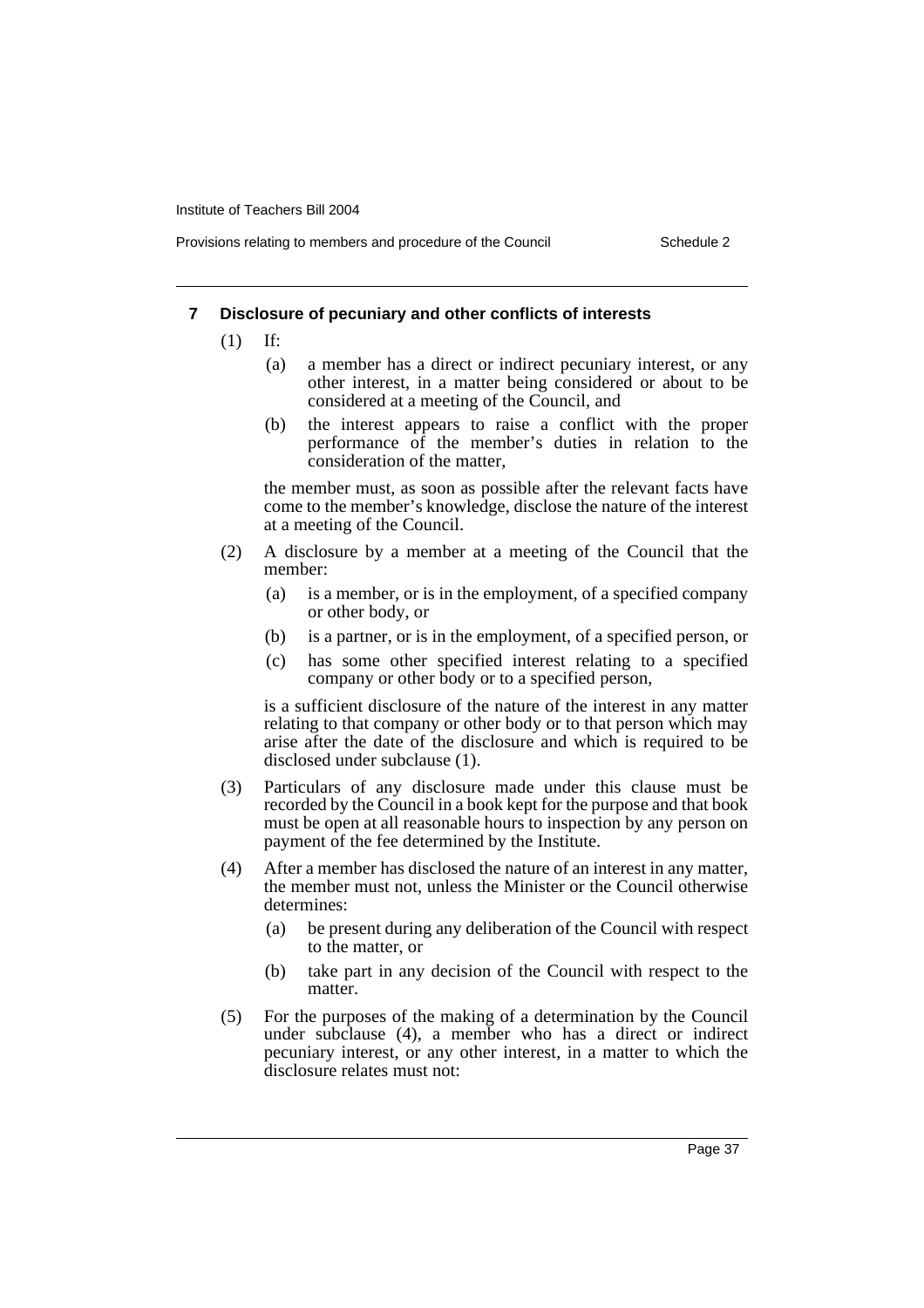## 7 Disclosure of pecuniary and other conflicts of interests

(1) If:

- (a) a member has a direct or indirect pecuniary interest, or any other interest, in a matter being considered or about to be considered at a meeting of the Council, and
- (b) the interest appears to raise a conflict with the proper performance of the member's duties in relation to the consideration of the matter,

the member must, as soon as possible after the relevant facts have come to the member's knowledge, disclose the nature of the interest at a meeting of the Council.

(2) A disclosure by a member at a meeting of the Council that the member:

- (a) is a member, or is in the employment, of a specified company or other body, or
- (b) is a partner, or is in the employment, of a specified person, or
- (c) has some other specified interest relating to a specified company or other body or to a specified person,

is a sufficient disclosure of the nature of the interest in any matter relating to that company or other body or to that person which may arise after the date of the disclosure and which is required to be disclosed under subclause (1).

(3) Particulars of any disclosure made under this clause must be recorded by the Council in a book kept for the purpose and that book must be open at all reasonable hours to inspection by any person on payment of the fee determined by the Institute.

(4) After a member has disclosed the nature of an interest in any matter, the member must not, unless the Minister or the Council otherwise determines:

- (a) be present during any deliberation of the Council with respect to the matter, or
- (b) take part in any decision of the Council with respect to the matter.

(5) For the purposes of the making of a determination by the Council under subclause (4), a member who has a direct or indirect pecuniary interest, or any other interest, in a matter to which the disclosure relates must not: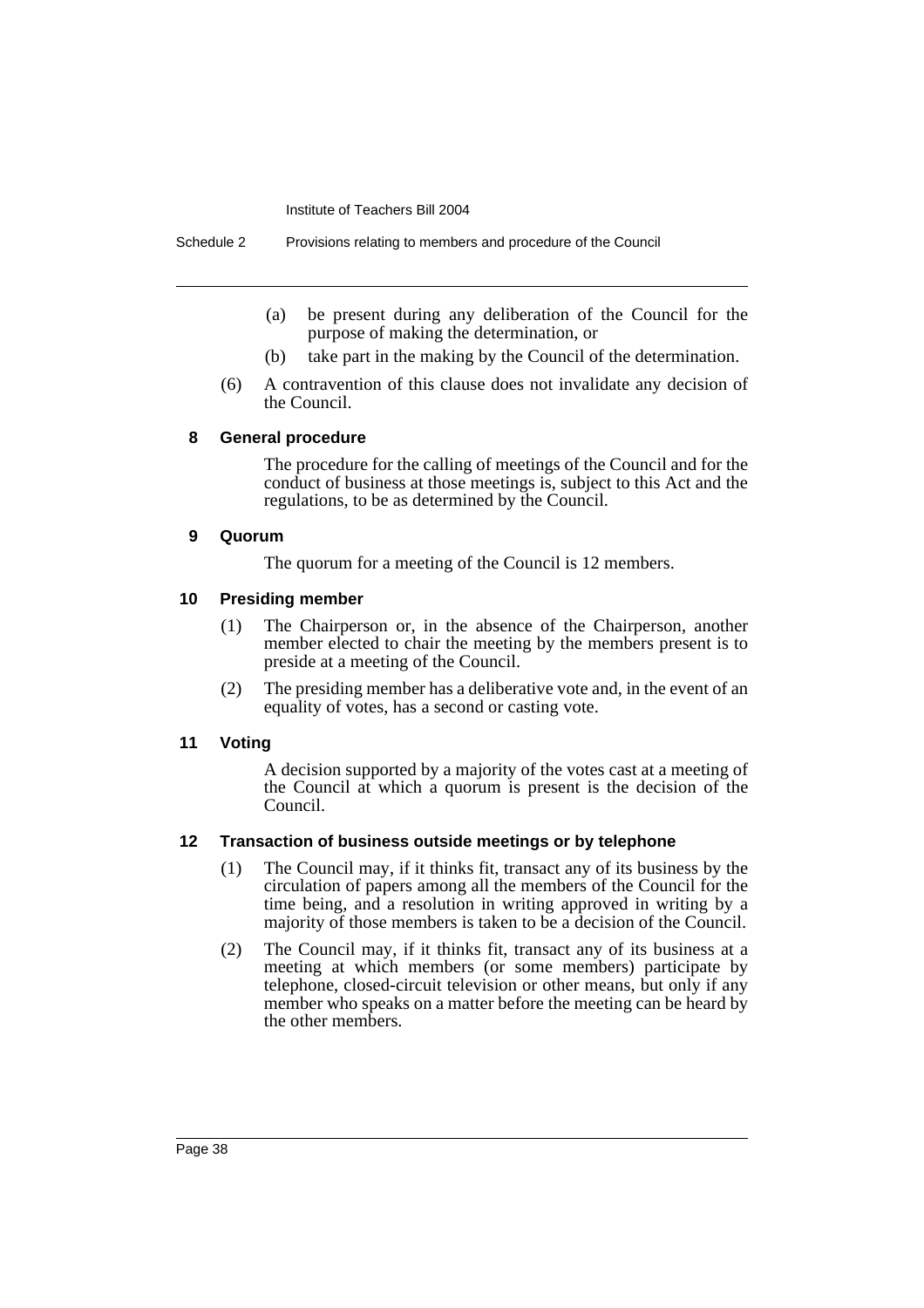(a) be present during any deliberation of the Council for the purpose of making the determination, or

(b) take part in the making by the Council of the determination.

(6) A contravention of this clause does not invalidate any decision of the Council.

### 8 General procedure

The procedure for the calling of meetings of the Council and for the conduct of business at those meetings is, subject to this Act and the regulations, to be as determined by the Council.

### 9 Quorum

The quorum for a meeting of the Council is 12 members.

### 10 Presiding member

(1) The Chairperson or, in the absence of the Chairperson, another member elected to chair the meeting by the members present is to preside at a meeting of the Council.

(2) The presiding member has a deliberative vote and, in the event of an equality of votes, has a second or casting vote.

### 11 Voting

A decision supported by a majority of the votes cast at a meeting of the Council at which a quorum is present is the decision of the Council.

### 12 Transaction of business outside meetings or by telephone

(1) The Council may, if it thinks fit, transact any of its business by the circulation of papers among all the members of the Council for the time being, and a resolution in writing approved in writing by a majority of those members is taken to be a decision of the Council.

(2) The Council may, if it thinks fit, transact any of its business at a meeting at which members (or some members) participate by telephone, closed-circuit television or other means, but only if any member who speaks on a matter before the meeting can be heard by the other members.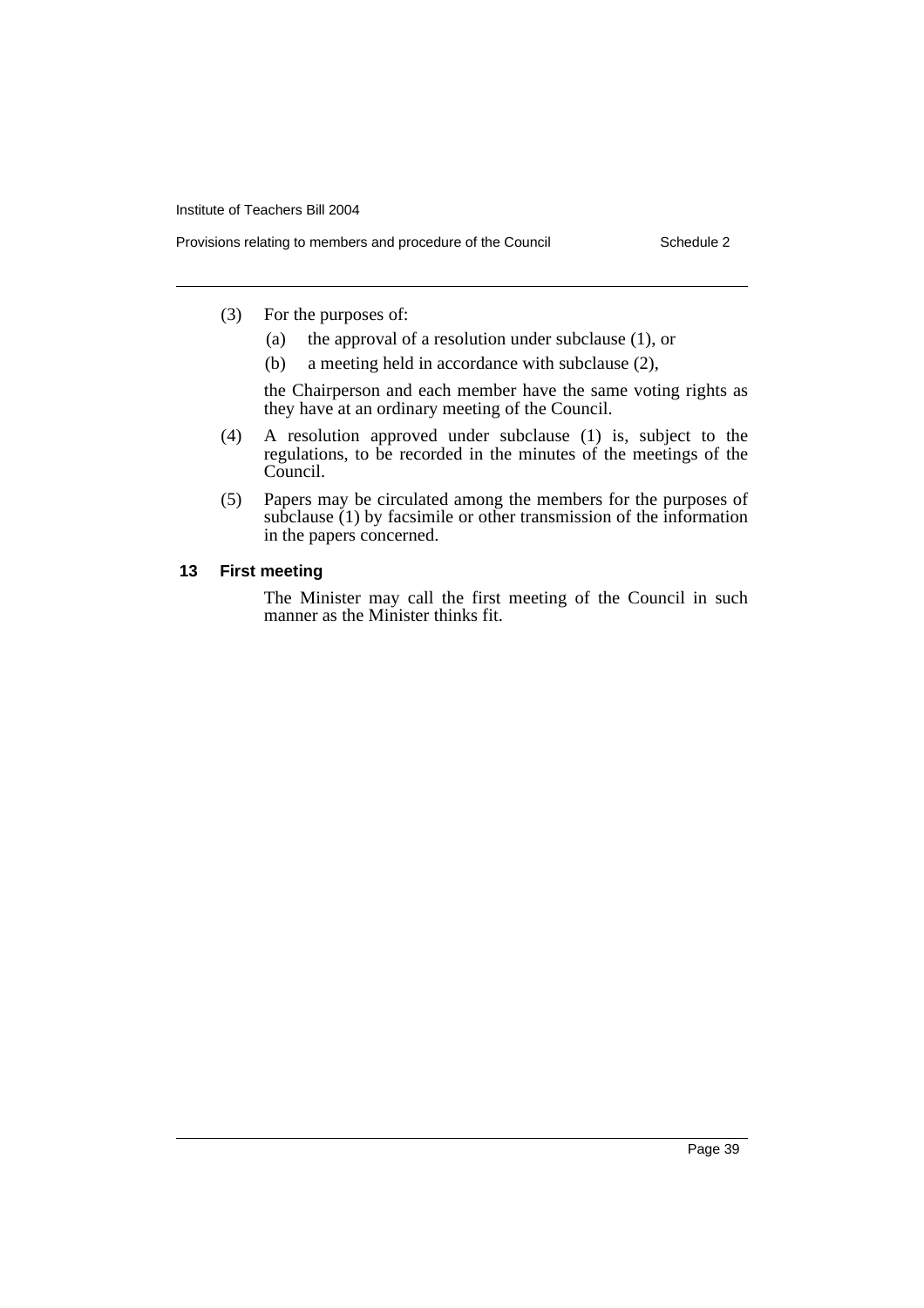(3) For the purposes of:

   (a) the approval of a resolution under subclause (1), or

   (b) a meeting held in accordance with subclause (2),

   the Chairperson and each member have the same voting rights as they have at an ordinary meeting of the Council.

(4) A resolution approved under subclause (1) is, subject to the regulations, to be recorded in the minutes of the meetings of the Council.

(5) Papers may be circulated among the members for the purposes of subclause (1) by facsimile or other transmission of the information in the papers concerned.

### 13 First meeting

The Minister may call the first meeting of the Council in such manner as the Minister thinks fit.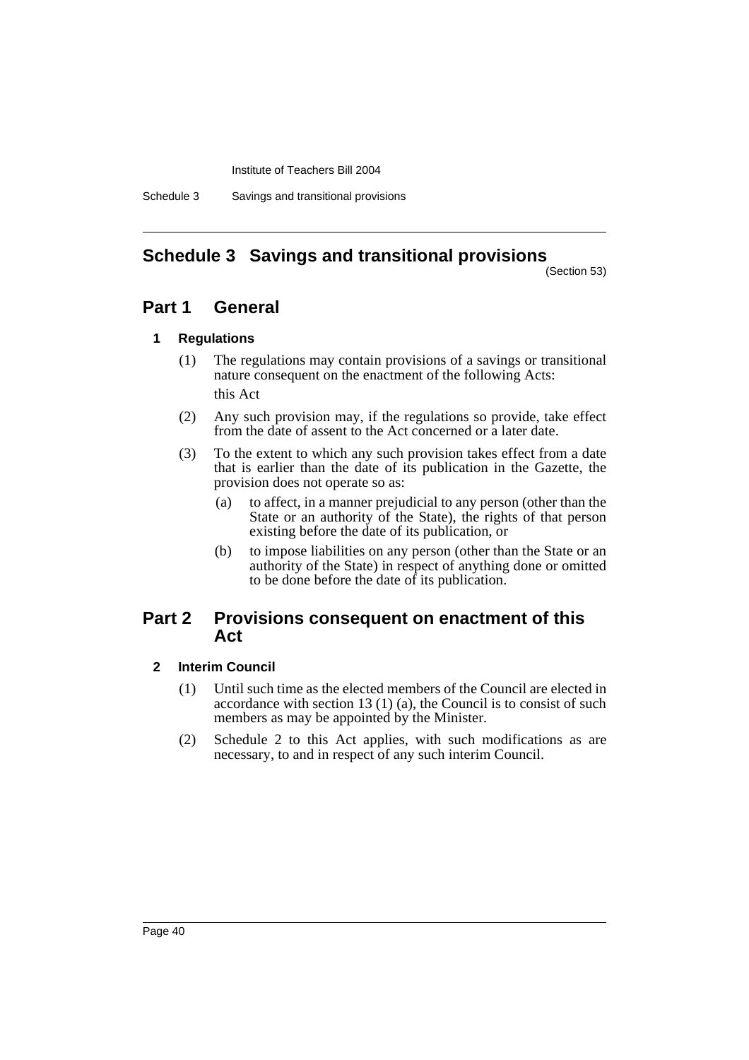# Schedule 3 Savings and transitional provisions

(Section 53)

## Part 1 General

### 1 Regulations

(1) The regulations may contain provisions of a savings or transitional nature consequent on the enactment of the following Acts:

this Act

(2) Any such provision may, if the regulations so provide, take effect from the date of assent to the Act concerned or a later date.

(3) To the extent to which any such provision takes effect from a date that is earlier than the date of its publication in the Gazette, the provision does not operate so as:

- (a) to affect, in a manner prejudicial to any person (other than the State or an authority of the State), the rights of that person existing before the date of its publication, or
- (b) to impose liabilities on any person (other than the State or an authority of the State) in respect of anything done or omitted to be done before the date of its publication.

## Part 2 Provisions consequent on enactment of this Act

### 2 Interim Council

(1) Until such time as the elected members of the Council are elected in accordance with section 13 (1) (a), the Council is to consist of such members as may be appointed by the Minister.

(2) Schedule 2 to this Act applies, with such modifications as are necessary, to and in respect of any such interim Council.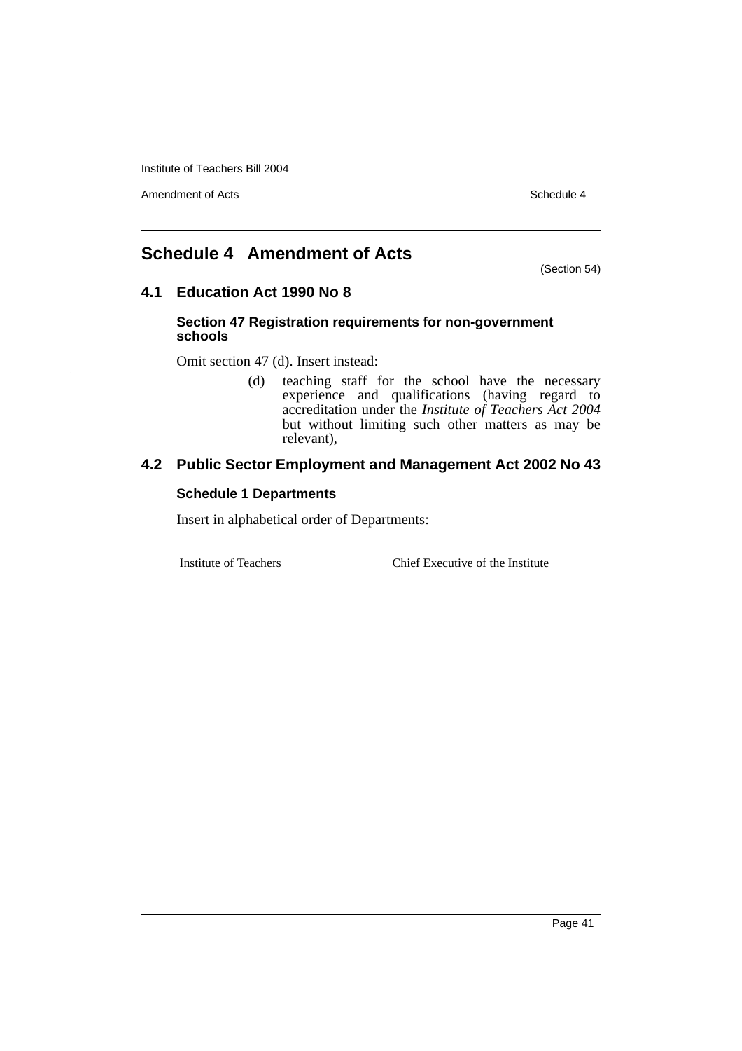# Schedule 4 Amendment of Acts

(Section 54)

## 4.1 Education Act 1990 No 8

### Section 47 Registration requirements for non-government schools

Omit section 47 (d). Insert instead:

> (d) teaching staff for the school have the necessary experience and qualifications (having regard to accreditation under the *Institute of Teachers Act 2004* but without limiting such other matters as may be relevant),

## 4.2 Public Sector Employment and Management Act 2002 No 43

### Schedule 1 Departments

Insert in alphabetical order of Departments:

| | |
|---|---|
| Institute of Teachers | Chief Executive of the Institute |